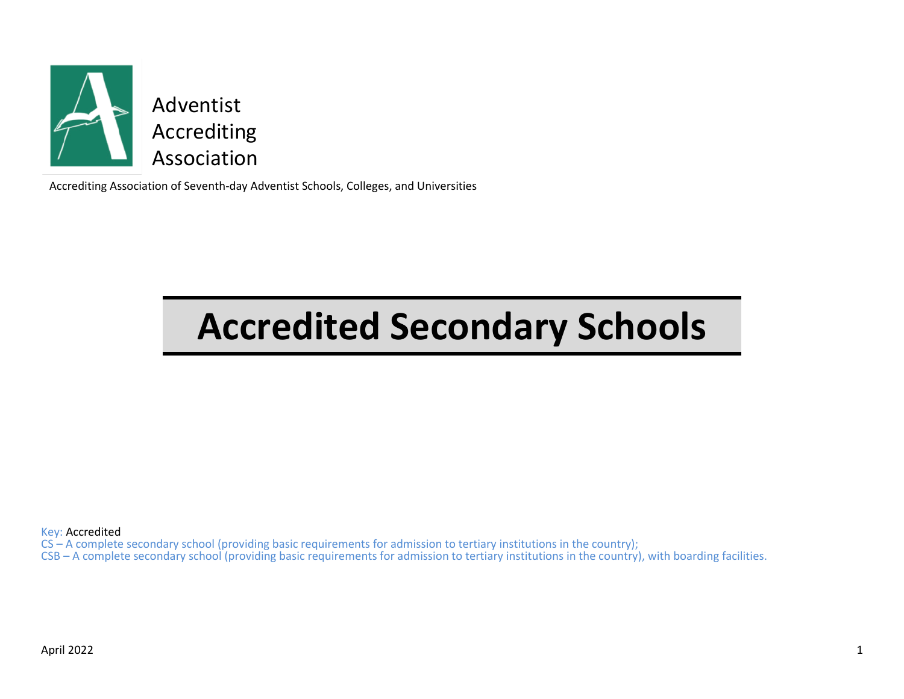Adventist Accrediting Association

Accrediting Association of Seventh-day Adventist Schools, Colleges, and Universities

# Accredited Secondary Schools

Key: Accredited
CS – A complete secondary school (providing basic requirements for admission to tertiary institutions in the country);
CSB – A complete secondary school (providing basic requirements for admission to tertiary institutions in the country), with boarding facilities.

April 2022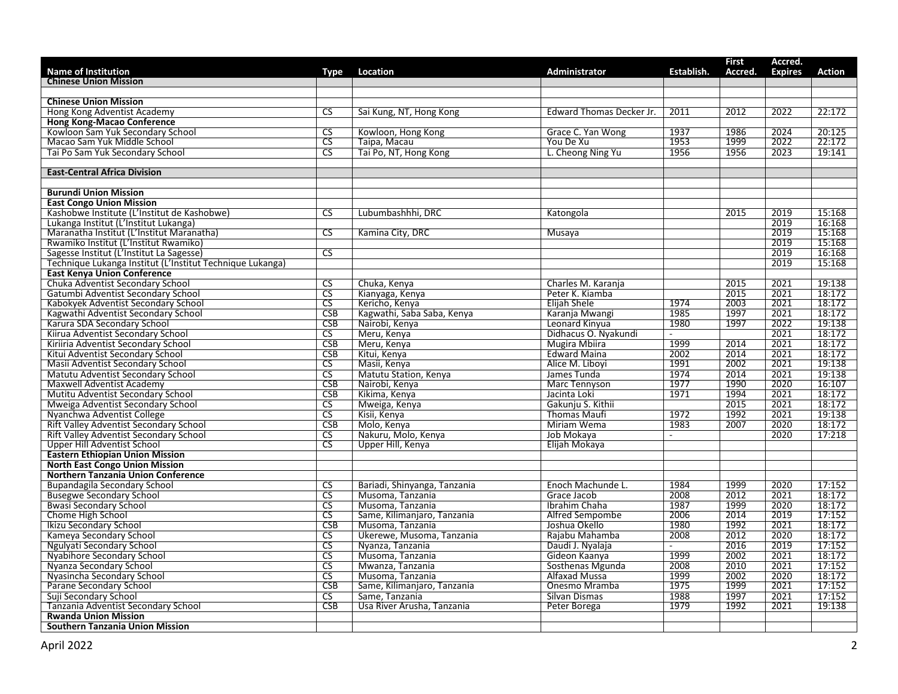| Name of Institution | Type | Location | Administrator | Establish. | First Accred. | Accred. Expires | Action |
|---|---|---|---|---|---|---|---|
| **Chinese Union Mission** | | | | | | | |
| | | | | | | | |
| **Chinese Union Mission** | | | | | | | |
| Hong Kong Adventist Academy | CS | Sai Kung, NT, Hong Kong | Edward Thomas Decker Jr. | 2011 | 2012 | 2022 | 22:172 |
| **Hong Kong-Macao Conference** | | | | | | | |
| Kowloon Sam Yuk Secondary School | CS | Kowloon, Hong Kong | Grace C. Yan Wong | 1937 | 1986 | 2024 | 20:125 |
| Macao Sam Yuk Middle School | CS | Taipa, Macau | You De Xu | 1953 | 1999 | 2022 | 22:172 |
| Tai Po Sam Yuk Secondary School | CS | Tai Po, NT, Hong Kong | L. Cheong Ning Yu | 1956 | 1956 | 2023 | 19:141 |
| | | | | | | | |
| **East-Central Africa Division** | | | | | | | |
| | | | | | | | |
| **Burundi Union Mission** | | | | | | | |
| **East Congo Union Mission** | | | | | | | |
| Kashobwe Institute (L'Institut de Kashobwe) | CS | Lubumbashhhi, DRC | Katongola | | 2015 | 2019 | 15:168 |
| Lukanga Institut (L'Institut Lukanga) | | | | | | 2019 | 16:168 |
| Maranatha Institut (L'Institut Maranatha) | CS | Kamina City, DRC | Musaya | | | 2019 | 15:168 |
| Rwamiko Institut (L'Institut Rwamiko) | | | | | | 2019 | 15:168 |
| Sagesse Institut (L'Institut La Sagesse) | CS | | | | | 2019 | 16:168 |
| Technique Lukanga Institut (L'Institut Technique Lukanga) | | | | | | 2019 | 15:168 |
| **East Kenya Union Conference** | | | | | | | |
| Chuka Adventist Secondary School | CS | Chuka, Kenya | Charles M. Karanja | | 2015 | 2021 | 19:138 |
| Gatumbi Adventist Secondary School | CS | Kianyaga, Kenya | Peter K. Kiamba | | 2015 | 2021 | 18:172 |
| Kabokyek Adventist Secondary School | CS | Kericho, Kenya | Elijah Shele | 1974 | 2003 | 2021 | 18:172 |
| Kagwathi Adventist Secondary School | CSB | Kagwathi, Saba Saba, Kenya | Karanja Mwangi | 1985 | 1997 | 2021 | 18:172 |
| Karura SDA Secondary School | CSB | Nairobi, Kenya | Leonard Kinyua | 1980 | 1997 | 2022 | 19:138 |
| Kiirua Adventist Secondary School | CS | Meru, Kenya | Didhacus O. Nyakundi | - | | 2021 | 18:172 |
| Kiriiria Adventist Secondary School | CSB | Meru, Kenya | Mugira Mbiira | 1999 | 2014 | 2021 | 18:172 |
| Kitui Adventist Secondary School | CSB | Kitui, Kenya | Edward Maina | 2002 | 2014 | 2021 | 18:172 |
| Masii Adventist Secondary School | CS | Masii, Kenya | Alice M. Liboyi | 1991 | 2002 | 2021 | 19:138 |
| Matutu Adventist Secondary School | CS | Matutu Station, Kenya | James Tunda | 1974 | 2014 | 2021 | 19:138 |
| Maxwell Adventist Academy | CSB | Nairobi, Kenya | Marc Tennyson | 1977 | 1990 | 2020 | 16:107 |
| Mutitu Adventist Secondary School | CSB | Kikima, Kenya | Jacinta Loki | 1971 | 1994 | 2021 | 18:172 |
| Mweiga Adventist Secondary School | CS | Mweiga, Kenya | Gakunju S. Kithii | | 2015 | 2021 | 18:172 |
| Nyanchwa Adventist College | CS | Kisii, Kenya | Thomas Maufi | 1972 | 1992 | 2021 | 19:138 |
| Rift Valley Adventist Secondary School | CSB | Molo, Kenya | Miriam Wema | 1983 | 2007 | 2020 | 18:172 |
| Rift Valley Adventist Secondary School | CS | Nakuru, Molo, Kenya | Job Mokaya | - | | 2020 | 17:218 |
| Upper Hill Adventist School | CS | Upper Hill, Kenya | Elijah Mokaya | | | | |
| **Eastern Ethiopian Union Mission** | | | | | | | |
| **North East Congo Union Mission** | | | | | | | |
| **Northern Tanzania Union Conference** | | | | | | | |
| Bupandagila Secondary School | CS | Bariadi, Shinyanga, Tanzania | Enoch Machunde L. | 1984 | 1999 | 2020 | 17:152 |
| Busegwe Secondary School | CS | Musoma, Tanzania | Grace Jacob | 2008 | 2012 | 2021 | 18:172 |
| Bwasi Secondary School | CS | Musoma, Tanzania | Ibrahim Chaha | 1987 | 1999 | 2020 | 18:172 |
| Chome High School | CS | Same, Kilimanjaro, Tanzania | Alfred Sempombe | 2006 | 2014 | 2019 | 17:152 |
| Ikizu Secondary School | CSB | Musoma, Tanzania | Joshua Okello | 1980 | 1992 | 2021 | 18:172 |
| Kameya Secondary School | CS | Ukerewe, Musoma, Tanzania | Rajabu Mahamba | 2008 | 2012 | 2020 | 18:172 |
| Ngulyati Secondary School | CS | Nyanza, Tanzania | Daudi J. Nyalaja | - | 2016 | 2019 | 17:152 |
| Nyabihore Secondary School | CS | Musoma, Tanzania | Gideon Kaanya | 1999 | 2002 | 2021 | 18:172 |
| Nyanza Secondary School | CS | Mwanza, Tanzania | Sosthenas Mgunda | 2008 | 2010 | 2021 | 17:152 |
| Nyasincha Secondary School | CS | Musoma, Tanzania | Alfaxad Mussa | 1999 | 2002 | 2020 | 18:172 |
| Parane Secondary School | CSB | Same, Kilimanjaro, Tanzania | Onesmo Mramba | 1975 | 1999 | 2021 | 17:152 |
| Suji Secondary School | CS | Same, Tanzania | Silvan Dismas | 1988 | 1997 | 2021 | 17:152 |
| Tanzania Adventist Secondary School | CSB | Usa River Arusha, Tanzania | Peter Borega | 1979 | 1992 | 2021 | 19:138 |
| **Rwanda Union Mission** | | | | | | | |
| **Southern Tanzania Union Mission** | | | | | | | |

April 2022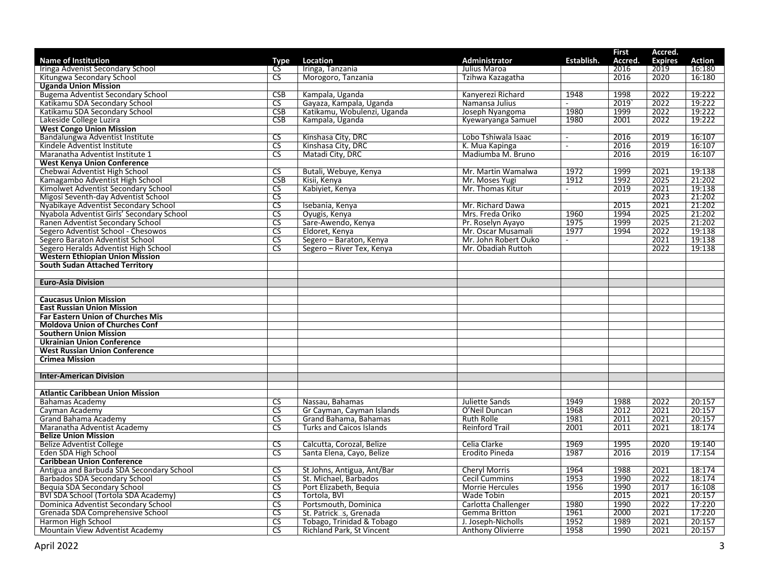| Name of Institution | Type | Location | Administrator | Establish. | First Accred. | Accred. Expires | Action |
|---|---|---|---|---|---|---|---|
| Iringa Advenist Secondary School | CS | Iringa, Tanzania | Julius Maroa | | 2016 | 2019 | 16:180 |
| Kitungwa Secondary School | CS | Morogoro, Tanzania | Tzihwa Kazagatha | | 2016 | 2020 | 16:180 |
| **Uganda Union Mission** | | | | | | | |
| Bugema Adventist Secondary School | CSB | Kampala, Uganda | Kanyerezi Richard | 1948 | 1998 | 2022 | 19:222 |
| Katikamu SDA Secondary School | CS | Gayaza, Kampala, Uganda | Namansa Julius | - | 2019` | 2022 | 19:222 |
| Katikamu SDA Secondary School | CSB | Katikamu, Wobulenzi, Uganda | Joseph Nyangoma | 1980 | 1999 | 2022 | 19:222 |
| Lakeside College Luzira | CSB | Kampala, Uganda | Kyewaryanga Samuel | 1980 | 2001 | 2022 | 19:222 |
| **West Congo Union Mission** | | | | | | | |
| Bandalungwa Adventist Institute | CS | Kinshasa City, DRC | Lobo Tshiwala Isaac | - | 2016 | 2019 | 16:107 |
| Kindele Adventist Institute | CS | Kinshasa City, DRC | K. Mua Kapinga | - | 2016 | 2019 | 16:107 |
| Maranatha Adventist Institute 1 | CS | Matadi City, DRC | Madiumba M. Bruno | | 2016 | 2019 | 16:107 |
| **West Kenya Union Conference** | | | | | | | |
| Chebwai Adventist High School | CS | Butali, Webuye, Kenya | Mr. Martin Wamalwa | 1972 | 1999 | 2021 | 19:138 |
| Kamagambo Adventist High School | CSB | Kisii, Kenya | Mr. Moses Yugi | 1912 | 1992 | 2025 | 21:202 |
| Kimolwet Adventist Secondary School | CS | Kabiyiet, Kenya | Mr. Thomas Kitur | - | 2019 | 2021 | 19:138 |
| Migosi Seventh-day Adventist School | CS | | | | | 2023 | 21:202 |
| Nyabikaye Adventist Secondary School | CS | Isebania, Kenya | Mr. Richard Dawa | | 2015 | 2021 | 21:202 |
| Nyabola Adventist Girls' Secondary School | CS | Oyugis, Kenya | Mrs. Freda Oriko | 1960 | 1994 | 2025 | 21:202 |
| Ranen Adventist Secondary School | CS | Sare-Awendo, Kenya | Pr. Roselyn Ayayo | 1975 | 1999 | 2025 | 21:202 |
| Segero Adventist School - Chesowos | CS | Eldoret, Kenya | Mr. Oscar Musamali | 1977 | 1994 | 2022 | 19:138 |
| Segero Baraton Adventist School | CS | Segero – Baraton, Kenya | Mr. John Robert Ouko | - | | 2021 | 19:138 |
| Segero Heralds Adventist High School | CS | Segero – River Tex, Kenya | Mr. Obadiah Ruttoh | | | 2022 | 19:138 |
| **Western Ethiopian Union Mission** | | | | | | | |
| **South Sudan Attached Territory** | | | | | | | |
| | | | | | | | |
| **Euro-Asia Division** | | | | | | | |
| | | | | | | | |
| **Caucasus Union Mission** | | | | | | | |
| **East Russian Union Mission** | | | | | | | |
| **Far Eastern Union of Churches Mis** | | | | | | | |
| **Moldova Union of Churches Conf** | | | | | | | |
| **Southern Union Mission** | | | | | | | |
| **Ukrainian Union Conference** | | | | | | | |
| **West Russian Union Conference** | | | | | | | |
| **Crimea Mission** | | | | | | | |
| | | | | | | | |
| **Inter-American Division** | | | | | | | |
| | | | | | | | |
| **Atlantic Caribbean Union Mission** | | | | | | | |
| Bahamas Academy | CS | Nassau, Bahamas | Juliette Sands | 1949 | 1988 | 2022 | 20:157 |
| Cayman Academy | CS | Gr Cayman, Cayman Islands | O'Neil Duncan | 1968 | 2012 | 2021 | 20:157 |
| Grand Bahama Academy | CS | Grand Bahama, Bahamas | Ruth Rolle | 1981 | 2011 | 2021 | 20:157 |
| Maranatha Adventist Academy | CS | Turks and Caicos Islands | Reinford Trail | 2001 | 2011 | 2021 | 18:174 |
| **Belize Union Mission** | | | | | | | |
| Belize Adventist College | CS | Calcutta, Corozal, Belize | Celia Clarke | 1969 | 1995 | 2020 | 19:140 |
| Eden SDA High School | CS | Santa Elena, Cayo, Belize | Erodito Pineda | 1987 | 2016 | 2019 | 17:154 |
| **Caribbean Union Conference** | | | | | | | |
| Antigua and Barbuda SDA Secondary School | CS | St Johns, Antigua, Ant/Bar | Cheryl Morris | 1964 | 1988 | 2021 | 18:174 |
| Barbados SDA Secondary School | CS | St. Michael, Barbados | Cecil Cummins | 1953 | 1990 | 2022 | 18:174 |
| Bequia SDA Secondary School | CS | Port Elizabeth, Bequia | Morrie Hercules | 1956 | 1990 | 2017 | 16:108 |
| BVI SDA School (Tortola SDA Academy) | CS | Tortola, BVI | Wade Tobin | | 2015 | 2021 | 20:157 |
| Dominica Adventist Secondary School | CS | Portsmouth, Dominica | Carlotta Challenger | 1980 | 1990 | 2022 | 17:220 |
| Grenada SDA Comprehensive School | CS | St. Patrick's, Grenada | Gemma Britton | 1961 | 2000 | 2021 | 17:220 |
| Harmon High School | CS | Tobago, Trinidad & Tobago | J. Joseph-Nicholls | 1952 | 1989 | 2021 | 20:157 |
| Mountain View Adventist Academy | CS | Richland Park, St Vincent | Anthony Olivierre | 1958 | 1990 | 2021 | 20:157 |

April 2022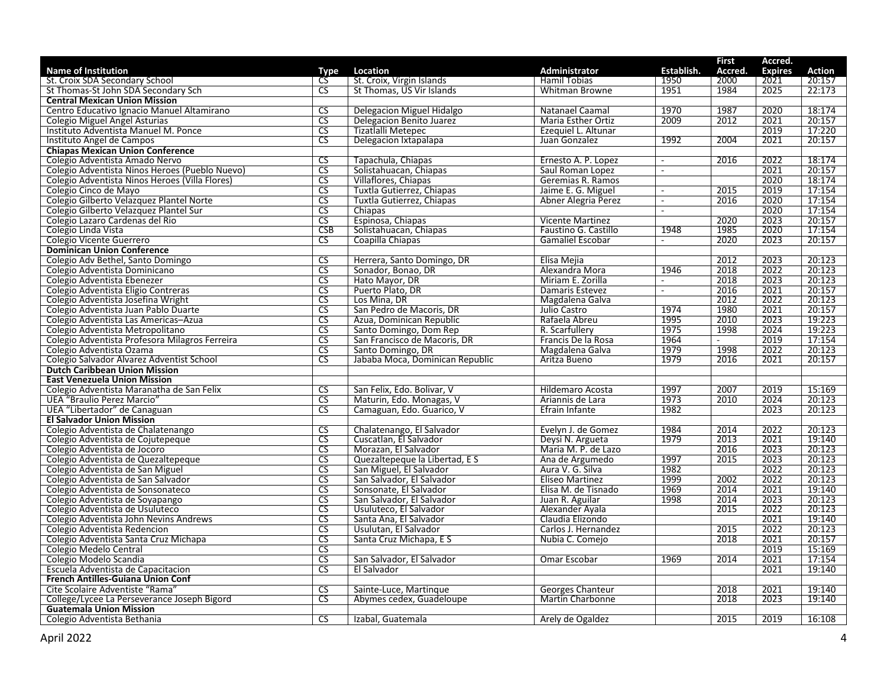| Name of Institution | Type | Location | Administrator | Establish. | First Accred. | Accred. Expires | Action |
|---|---|---|---|---|---|---|---|
| St. Croix SDA Secondary School | CS | St. Croix, Virgin Islands | Hamil Tobias | 1950 | 2000 | 2021 | 20:157 |
| St Thomas-St John SDA Secondary Sch | CS | St Thomas, US Vir Islands | Whitman Browne | 1951 | 1984 | 2025 | 22:173 |
| **Central Mexican Union Mission** | | | | | | | |
| Centro Educativo Ignacio Manuel Altamirano | CS | Delegacion Miguel Hidalgo | Natanael Caamal | 1970 | 1987 | 2020 | 18:174 |
| Colegio Miguel Angel Asturias | CS | Delegacion Benito Juarez | Maria Esther Ortiz | 2009 | 2012 | 2021 | 20:157 |
| Instituto Adventista Manuel M. Ponce | CS | Tizatlalli Metepec | Ezequiel L. Altunar | | | 2019 | 17:220 |
| Instituto Angel de Campos | CS | Delegacion Ixtapalapa | Juan Gonzalez | 1992 | 2004 | 2021 | 20:157 |
| **Chiapas Mexican Union Conference** | | | | | | | |
| Colegio Adventista Amado Nervo | CS | Tapachula, Chiapas | Ernesto A. P. Lopez | - | 2016 | 2022 | 18:174 |
| Colegio Adventista Ninos Heroes (Pueblo Nuevo) | CS | Solistahuacan, Chiapas | Saul Roman Lopez | - | | 2021 | 20:157 |
| Colegio Adventista Ninos Heroes (Villa Flores) | CS | Villaflores, Chiapas | Geremias R. Ramos | | | 2020 | 18:174 |
| Colegio Cinco de Mayo | CS | Tuxtla Gutierrez, Chiapas | Jaime E. G. Miguel | - | 2015 | 2019 | 17:154 |
| Colegio Gilberto Velazquez Plantel Norte | CS | Tuxtla Gutierrez, Chiapas | Abner Alegria Perez | - | 2016 | 2020 | 17:154 |
| Colegio Gilberto Velazquez Plantel Sur | CS | Chiapas | | - | | 2020 | 17:154 |
| Colegio Lazaro Cardenas del Rio | CS | Espinosa, Chiapas | Vicente Martinez | | 2020 | 2023 | 20:157 |
| Colegio Linda Vista | CSB | Solistahuacan, Chiapas | Faustino G. Castillo | 1948 | 1985 | 2020 | 17:154 |
| Colegio Vicente Guerrero | CS | Coapilla Chiapas | Gamaliel Escobar | - | 2020 | 2023 | 20:157 |
| **Dominican Union Conference** | | | | | | | |
| Colegio Adv Bethel, Santo Domingo | CS | Herrera, Santo Domingo, DR | Elisa Mejia | | 2012 | 2023 | 20:123 |
| Colegio Adventista Dominicano | CS | Sonador, Bonao, DR | Alexandra Mora | 1946 | 2018 | 2022 | 20:123 |
| Colegio Adventista Ebenezer | CS | Hato Mayor, DR | Miriam E. Zorilla | - | 2018 | 2023 | 20:123 |
| Colegio Adventista Eligio Contreras | CS | Puerto Plato, DR | Damaris Estevez | - | 2016 | 2021 | 20:157 |
| Colegio Adventista Josefina Wright | CS | Los Mina, DR | Magdalena Galva | | 2012 | 2022 | 20:123 |
| Colegio Adventista Juan Pablo Duarte | CS | San Pedro de Macoris, DR | Julio Castro | 1974 | 1980 | 2021 | 20:157 |
| Colegio Adventista Las Americas–Azua | CS | Azua, Dominican Republic | Rafaela Abreu | 1995 | 2010 | 2023 | 19:223 |
| Colegio Adventista Metropolitano | CS | Santo Domingo, Dom Rep | R. Scarfullery | 1975 | 1998 | 2024 | 19:223 |
| Colegio Adventista Profesora Milagros Ferreira | CS | San Francisco de Macoris, DR | Francis De la Rosa | 1964 | - | 2019 | 17:154 |
| Colegio Adventista Ozama | CS | Santo Domingo, DR | Magdalena Galva | 1979 | 1998 | 2022 | 20:123 |
| Colegio Salvador Alvarez Adventist School | CS | Jababa Moca, Dominican Republic | Aritza Bueno | 1979 | 2016 | 2021 | 20:157 |
| **Dutch Caribbean Union Mission** | | | | | | | |
| **East Venezuela Union Mission** | | | | | | | |
| Colegio Adventista Maranatha de San Felix | CS | San Felix, Edo. Bolivar, V | Hildemaro Acosta | 1997 | 2007 | 2019 | 15:169 |
| UEA "Braulio Perez Marcio" | CS | Maturin, Edo. Monagas, V | Ariannis de Lara | 1973 | 2010 | 2024 | 20:123 |
| UEA "Libertador" de Canaguan | CS | Camaguan, Edo. Guarico, V | Efrain Infante | 1982 | | 2023 | 20:123 |
| **El Salvador Union Mission** | | | | | | | |
| Colegio Adventista de Chalatenango | CS | Chalatenango, El Salvador | Evelyn J. de Gomez | 1984 | 2014 | 2022 | 20:123 |
| Colegio Adventista de Cojutepeque | CS | Cuscatlan, El Salvador | Deysi N. Argueta | 1979 | 2013 | 2021 | 19:140 |
| Colegio Adventista de Jocoro | CS | Morazan, El Salvador | Maria M. P. de Lazo | | 2016 | 2023 | 20:123 |
| Colegio Adventista de Quezaltepeque | CS | Quezaltepeque la Libertad, E S | Ana de Argumedo | 1997 | 2015 | 2023 | 20:123 |
| Colegio Adventista de San Miguel | CS | San Miguel, El Salvador | Aura V. G. Silva | 1982 | | 2022 | 20:123 |
| Colegio Adventista de San Salvador | CS | San Salvador, El Salvador | Eliseo Martinez | 1999 | 2002 | 2022 | 20:123 |
| Colegio Adventista de Sonsonateco | CS | Sonsonate, El Salvador | Elisa M. de Tisnado | 1969 | 2014 | 2021 | 19:140 |
| Colegio Adventista de Soyapango | CS | San Salvador, El Salvador | Juan R. Aguilar | 1998 | 2014 | 2023 | 20:123 |
| Colegio Adventista de Usuluteco | CS | Usuluteco, El Salvador | Alexander Ayala | | 2015 | 2022 | 20:123 |
| Colegio Adventista John Nevins Andrews | CS | Santa Ana, El Salvador | Claudia Elizondo | | | 2021 | 19:140 |
| Colegio Adventista Redencion | CS | Usulutan, El Salvador | Carlos J. Hernandez | | 2015 | 2022 | 20:123 |
| Colegio Adventista Santa Cruz Michapa | CS | Santa Cruz Michapa, E S | Nubia C. Comejo | | 2018 | 2021 | 20:157 |
| Colegio Medelo Central | CS | | | | | 2019 | 15:169 |
| Colegio Modelo Scandia | CS | San Salvador, El Salvador | Omar Escobar | 1969 | 2014 | 2021 | 17:154 |
| Escuela Adventista de Capacitacion | CS | El Salvador | | | | 2021 | 19:140 |
| **French Antilles-Guiana Union Conf** | | | | | | | |
| Cite Scolaire Adventiste "Rama" | CS | Sainte-Luce, Martinque | Georges Chanteur | | 2018 | 2021 | 19:140 |
| College/Lycee La Perseverance Joseph Bigord | CS | Abymes cedex, Guadeloupe | Martin Charbonne | | 2018 | 2023 | 19:140 |
| **Guatemala Union Mission** | | | | | | | |
| Colegio Adventista Bethania | CS | Izabal, Guatemala | Arely de Ogaldez | | 2015 | 2019 | 16:108 |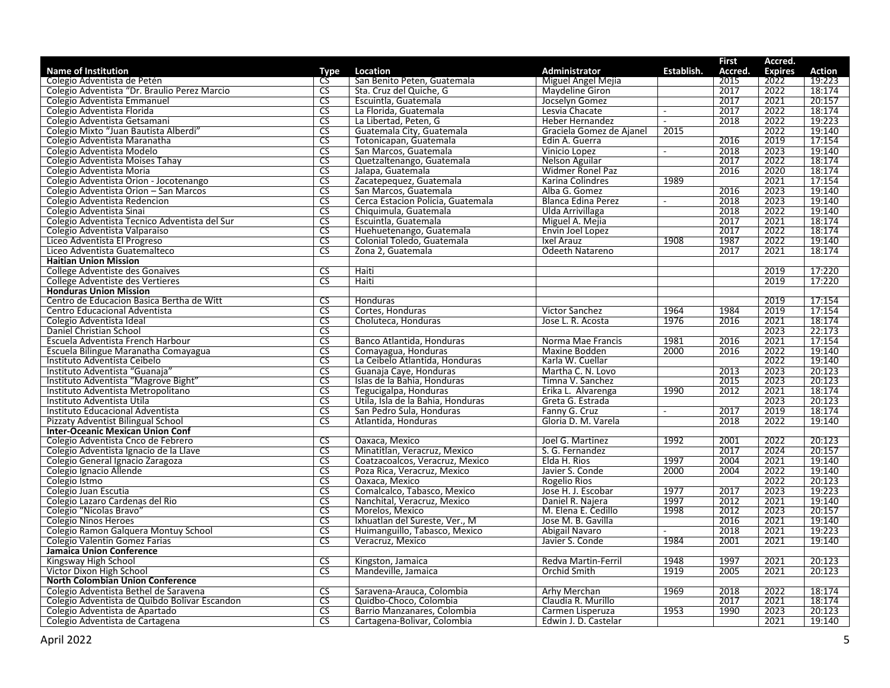| Name of Institution | Type | Location | Administrator | Establish. | First Accred. | Accred. Expires | Action |
|---|---|---|---|---|---|---|---|
| Colegio Adventista de Petén | CS | San Benito Peten, Guatemala | Miguel Angel Mejia | | 2015 | 2022 | 19:223 |
| Colegio Adventista "Dr. Braulio Perez Marcio | CS | Sta. Cruz del Quiche, G | Maydeline Giron | | 2017 | 2022 | 18:174 |
| Colegio Adventista Emmanuel | CS | Escuintla, Guatemala | Jocselyn Gomez | | 2017 | 2021 | 20:157 |
| Colegio Adventista Florida | CS | La Florida, Guatemala | Lesvia Chacate | - | 2017 | 2022 | 18:174 |
| Colegio Adventista Getsamani | CS | La Libertad, Peten, G | Heber Hernandez | - | 2018 | 2022 | 19:223 |
| Colegio Mixto "Juan Bautista Alberdi" | CS | Guatemala City, Guatemala | Graciela Gomez de Ajanel | 2015 | | 2022 | 19:140 |
| Colegio Adventista Maranatha | CS | Totonicapan, Guatemala | Edin A. Guerra | | 2016 | 2019 | 17:154 |
| Colegio Adventista Modelo | CS | San Marcos, Guatemala | Vinicio Lopez | - | 2018 | 2023 | 19:140 |
| Colegio Adventista Moises Tahay | CS | Quetzaltenango, Guatemala | Nelson Aguilar | | 2017 | 2022 | 18:174 |
| Colegio Adventista Moria | CS | Jalapa, Guatemala | Widmer Ronel Paz | | 2016 | 2020 | 18:174 |
| Colegio Adventista Orion - Jocotenango | CS | Zacatepequez, Guatemala | Karina Colindres | 1989 | | 2021 | 17:154 |
| Colegio Adventista Orion – San Marcos | CS | San Marcos, Guatemala | Alba G. Gomez | | 2016 | 2023 | 19:140 |
| Colegio Adventista Redencion | CS | Cerca Estacion Policia, Guatemala | Blanca Edina Perez | - | 2018 | 2023 | 19:140 |
| Colegio Adventista Sinai | CS | Chiquimula, Guatemala | Ulda Arrivillaga | | 2018 | 2022 | 19:140 |
| Colegio Adventista Tecnico Adventista del Sur | CS | Escuintla, Guatemala | Miguel A. Mejia | | 2017 | 2021 | 18:174 |
| Colegio Adventista Valparaiso | CS | Huehuetenango, Guatemala | Envin Joel Lopez | | 2017 | 2022 | 18:174 |
| Liceo Adventista El Progreso | CS | Colonial Toledo, Guatemala | Ixel Arauz | 1908 | 1987 | 2022 | 19:140 |
| Liceo Adventista Guatemalteco | CS | Zona 2, Guatemala | Odeeth Natareno | | 2017 | 2021 | 18:174 |
| **Haitian Union Mission** | | | | | | | |
| College Adventiste des Gonaives | CS | Haiti | | | | 2019 | 17:220 |
| College Adventiste des Vertieres | CS | Haiti | | | | 2019 | 17:220 |
| **Honduras Union Mission** | | | | | | | |
| Centro de Educacion Basica Bertha de Witt | CS | Honduras | | | | 2019 | 17:154 |
| Centro Educacional Adventista | CS | Cortes, Honduras | Victor Sanchez | 1964 | 1984 | 2019 | 17:154 |
| Colegio Adventista Ideal | CS | Choluteca, Honduras | Jose L. R. Acosta | 1976 | 2016 | 2021 | 18:174 |
| Daniel Christian School | CS | | | | | 2023 | 22:173 |
| Escuela Adventista French Harbour | CS | Banco Atlantida, Honduras | Norma Mae Francis | 1981 | 2016 | 2021 | 17:154 |
| Escuela Bilingue Maranatha Comayagua | CS | Comayagua, Honduras | Maxine Bodden | 2000 | 2016 | 2022 | 19:140 |
| Instituto Adventista Ceibelo | CS | La Ceibelo Atlantida, Honduras | Karla W. Cuellar | | | 2022 | 19:140 |
| Instituto Adventista "Guanaja" | CS | Guanaja Caye, Honduras | Martha C. N. Lovo | | 2013 | 2023 | 20:123 |
| Instituto Adventista "Magrove Bight" | CS | Islas de la Bahia, Honduras | Timna V. Sanchez | | 2015 | 2023 | 20:123 |
| Instituto Adventista Metropolitano | CS | Tegucigalpa, Honduras | Erika L. Alvarenga | 1990 | 2012 | 2021 | 18:174 |
| Instituto Adventista Utila | CS | Utila, Isla de la Bahia, Honduras | Greta G. Estrada | | | 2023 | 20:123 |
| Instituto Educacional Adventista | CS | San Pedro Sula, Honduras | Fanny G. Cruz | - | 2017 | 2019 | 18:174 |
| Pizzaty Adventist Bilingual School | CS | Atlantida, Honduras | Gloria D. M. Varela | | 2018 | 2022 | 19:140 |
| **Inter-Oceanic Mexican Union Conf** | | | | | | | |
| Colegio Adventista Cnco de Febrero | CS | Oaxaca, Mexico | Joel G. Martinez | 1992 | 2001 | 2022 | 20:123 |
| Colegio Adventista Ignacio de la Llave | CS | Minatitlan, Veracruz, Mexico | S. G. Fernandez | | 2017 | 2024 | 20:157 |
| Colegio General Ignacio Zaragoza | CS | Coatzacoalcos, Veracruz, Mexico | Elda H. Rios | 1997 | 2004 | 2021 | 19:140 |
| Colegio Ignacio Allende | CS | Poza Rica, Veracruz, Mexico | Javier S. Conde | 2000 | 2004 | 2022 | 19:140 |
| Colegio Istmo | CS | Oaxaca, Mexico | Rogelio Rios | | | 2022 | 20:123 |
| Colegio Juan Escutia | CS | Comalcalco, Tabasco, Mexico | Jose H. J. Escobar | 1977 | 2017 | 2023 | 19:223 |
| Colegio Lazaro Cardenas del Rio | CS | Nanchital, Veracruz, Mexico | Daniel R. Najera | 1997 | 2012 | 2021 | 19:140 |
| Colegio "Nicolas Bravo" | CS | Morelos, Mexico | M. Elena E. Cedillo | 1998 | 2012 | 2023 | 20:157 |
| Colegio Ninos Heroes | CS | Ixhuatlan del Sureste, Ver., M | Jose M. B. Gavilla | | 2016 | 2021 | 19:140 |
| Colegio Ramon Galquera Montuy School | CS | Huimanguillo, Tabasco, Mexico | Abigail Navaro | - | 2018 | 2021 | 19:223 |
| Colegio Valentin Gomez Farias | CS | Veracruz, Mexico | Javier S. Conde | 1984 | 2001 | 2021 | 19:140 |
| **Jamaica Union Conference** | | | | | | | |
| Kingsway High School | CS | Kingston, Jamaica | Redva Martin-Ferril | 1948 | 1997 | 2021 | 20:123 |
| Victor Dixon High School | CS | Mandeville, Jamaica | Orchid Smith | 1919 | 2005 | 2021 | 20:123 |
| **North Colombian Union Conference** | | | | | | | |
| Colegio Adventista Bethel de Saravena | CS | Saravena-Arauca, Colombia | Arhy Merchan | 1969 | 2018 | 2022 | 18:174 |
| Colegio Adventista de Quibdo Bolivar Escandon | CS | Quidbo-Choco, Colombia | Claudia R. Murillo | | 2017 | 2021 | 18:174 |
| Colegio Adventista de Apartado | CS | Barrio Manzanares, Colombia | Carmen Lisperuza | 1953 | 1990 | 2023 | 20:123 |
| Colegio Adventista de Cartagena | CS | Cartagena-Bolivar, Colombia | Edwin J. D. Castelar | | | 2021 | 19:140 |

April 2022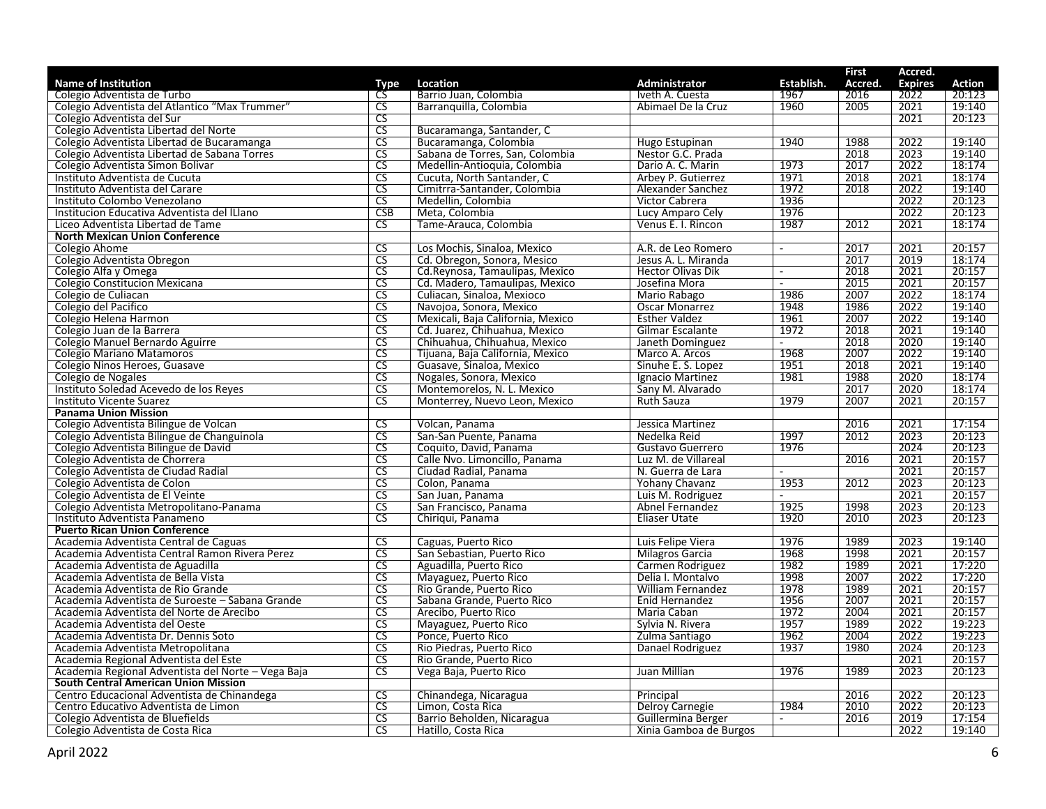| Name of Institution | Type | Location | Administrator | Establish. | First Accred. | Accred. Expires | Action |
|---|---|---|---|---|---|---|---|
| Colegio Adventista de Turbo | CS | Barrio Juan, Colombia | Iveth A. Cuesta | 1967 | 2016 | 2022 | 20:123 |
| Colegio Adventista del Atlantico "Max Trummer" | CS | Barranquilla, Colombia | Abimael De la Cruz | 1960 | 2005 | 2021 | 19:140 |
| Colegio Adventista del Sur | CS | | | | | 2021 | 20:123 |
| Colegio Adventista Libertad del Norte | CS | Bucaramanga, Santander, C | | | | | |
| Colegio Adventista Libertad de Bucaramanga | CS | Bucaramanga, Colombia | Hugo Estupinan | 1940 | 1988 | 2022 | 19:140 |
| Colegio Adventista Libertad de Sabana Torres | CS | Sabana de Torres, San, Colombia | Nestor G.C. Prada | | 2018 | 2023 | 19:140 |
| Colegio Adventista Simon Bolivar | CS | Medellin-Antioquia, Colombia | Dario A. C. Marin | 1973 | 2017 | 2022 | 18:174 |
| Instituto Adventista de Cucuta | CS | Cucuta, North Santander, C | Arbey P. Gutierrez | 1971 | 2018 | 2021 | 18:174 |
| Instituto Adventista del Carare | CS | Cimitrra-Santander, Colombia | Alexander Sanchez | 1972 | 2018 | 2022 | 19:140 |
| Instituto Colombo Venezolano | CS | Medellin, Colombia | Victor Cabrera | 1936 | | 2022 | 20:123 |
| Institucion Educativa Adventista del lLlano | CSB | Meta, Colombia | Lucy Amparo Cely | 1976 | | 2022 | 20:123 |
| Liceo Adventista Libertad de Tame | CS | Tame-Arauca, Colombia | Venus E. I. Rincon | 1987 | 2012 | 2021 | 18:174 |
| **North Mexican Union Conference** | | | | | | | |
| Colegio Ahome | CS | Los Mochis, Sinaloa, Mexico | A.R. de Leo Romero | - | 2017 | 2021 | 20:157 |
| Colegio Adventista Obregon | CS | Cd. Obregon, Sonora, Mesico | Jesus A. L. Miranda | | 2017 | 2019 | 18:174 |
| Colegio Alfa y Omega | CS | Cd.Reynosa, Tamaulipas, Mexico | Hector Olivas Dik | - | 2018 | 2021 | 20:157 |
| Colegio Constitucion Mexicana | CS | Cd. Madero, Tamaulipas, Mexico | Josefina Mora | - | 2015 | 2021 | 20:157 |
| Colegio de Culiacan | CS | Culiacan, Sinaloa, Mexioco | Mario Rabago | 1986 | 2007 | 2022 | 18:174 |
| Colegio del Pacifico | CS | Navojoa, Sonora, Mexico | Oscar Monarrez | 1948 | 1986 | 2022 | 19:140 |
| Colegio Helena Harmon | CS | Mexicali, Baja California, Mexico | Esther Valdez | 1961 | 2007 | 2022 | 19:140 |
| Colegio Juan de la Barrera | CS | Cd. Juarez, Chihuahua, Mexico | Gilmar Escalante | 1972 | 2018 | 2021 | 19:140 |
| Colegio Manuel Bernardo Aguirre | CS | Chihuahua, Chihuahua, Mexico | Janeth Dominguez | - | 2018 | 2020 | 19:140 |
| Colegio Mariano Matamoros | CS | Tijuana, Baja California, Mexico | Marco A. Arcos | 1968 | 2007 | 2022 | 19:140 |
| Colegio Ninos Heroes, Guasave | CS | Guasave, Sinaloa, Mexico | Sinuhe E. S. Lopez | 1951 | 2018 | 2021 | 19:140 |
| Colegio de Nogales | CS | Nogales, Sonora, Mexico | Ignacio Martinez | 1981 | 1988 | 2020 | 18:174 |
| Instituto Soledad Acevedo de los Reyes | CS | Montemorelos, N. L. Mexico | Sany M. Alvarado | | 2017 | 2020 | 18:174 |
| Instituto Vicente Suarez | CS | Monterrey, Nuevo Leon, Mexico | Ruth Sauza | 1979 | 2007 | 2021 | 20:157 |
| **Panama Union Mission** | | | | | | | |
| Colegio Adventista Bilingue de Volcan | CS | Volcan, Panama | Jessica Martinez | | 2016 | 2021 | 17:154 |
| Colegio Adventista Bilingue de Changuinola | CS | San-San Puente, Panama | Nedelka Reid | 1997 | 2012 | 2023 | 20:123 |
| Colegio Adventista Bilingue de David | CS | Coquito, David, Panama | Gustavo Guerrero | 1976 | | 2024 | 20:123 |
| Colegio Adventista de Chorrera | CS | Calle Nvo. Limoncillo, Panama | Luz M. de Villareal | | 2016 | 2021 | 20:157 |
| Colegio Adventista de Ciudad Radial | CS | Ciudad Radial, Panama | N. Guerra de Lara | - | | 2021 | 20:157 |
| Colegio Adventista de Colon | CS | Colon, Panama | Yohany Chavanz | 1953 | 2012 | 2023 | 20:123 |
| Colegio Adventista de El Veinte | CS | San Juan, Panama | Luis M. Rodriguez | - | | 2021 | 20:157 |
| Colegio Adventista Metropolitano-Panama | CS | San Francisco, Panama | Abnel Fernandez | 1925 | 1998 | 2023 | 20:123 |
| Instituto Adventista Panameno | CS | Chiriqui, Panama | Eliaser Utate | 1920 | 2010 | 2023 | 20:123 |
| **Puerto Rican Union Conference** | | | | | | | |
| Academia Adventista Central de Caguas | CS | Caguas, Puerto Rico | Luis Felipe Viera | 1976 | 1989 | 2023 | 19:140 |
| Academia Adventista Central Ramon Rivera Perez | CS | San Sebastian, Puerto Rico | Milagros Garcia | 1968 | 1998 | 2021 | 20:157 |
| Academia Adventista de Aguadilla | CS | Aguadilla, Puerto Rico | Carmen Rodriguez | 1982 | 1989 | 2021 | 17:220 |
| Academia Adventista de Bella Vista | CS | Mayaguez, Puerto Rico | Delia I. Montalvo | 1998 | 2007 | 2022 | 17:220 |
| Academia Adventista de Rio Grande | CS | Rio Grande, Puerto Rico | William Fernandez | 1978 | 1989 | 2021 | 20:157 |
| Academia Adventista de Suroeste – Sabana Grande | CS | Sabana Grande, Puerto Rico | Enid Hernandez | 1956 | 2007 | 2021 | 20:157 |
| Academia Adventista del Norte de Arecibo | CS | Arecibo, Puerto Rico | Maria Caban | 1972 | 2004 | 2021 | 20:157 |
| Academia Adventista del Oeste | CS | Mayaguez, Puerto Rico | Sylvia N. Rivera | 1957 | 1989 | 2022 | 19:223 |
| Academia Adventista Dr. Dennis Soto | CS | Ponce, Puerto Rico | Zulma Santiago | 1962 | 2004 | 2022 | 19:223 |
| Academia Adventista Metropolitana | CS | Rio Piedras, Puerto Rico | Danael Rodriguez | 1937 | 1980 | 2024 | 20:123 |
| Academia Regional Adventista del Este | CS | Rio Grande, Puerto Rico | | | | 2021 | 20:157 |
| Academia Regional Adventista del Norte – Vega Baja | CS | Vega Baja, Puerto Rico | Juan Millian | 1976 | 1989 | 2023 | 20:123 |
| **South Central American Union Mission** | | | | | | | |
| Centro Educacional Adventista de Chinandega | CS | Chinandega, Nicaragua | Principal | | 2016 | 2022 | 20:123 |
| Centro Educativo Adventista de Limon | CS | Limon, Costa Rica | Delroy Carnegie | 1984 | 2010 | 2022 | 20:123 |
| Colegio Adventista de Bluefields | CS | Barrio Beholden, Nicaragua | Guillermina Berger | - | 2016 | 2019 | 17:154 |
| Colegio Adventista de Costa Rica | CS | Hatillo, Costa Rica | Xinia Gamboa de Burgos | | | 2022 | 19:140 |

April 2022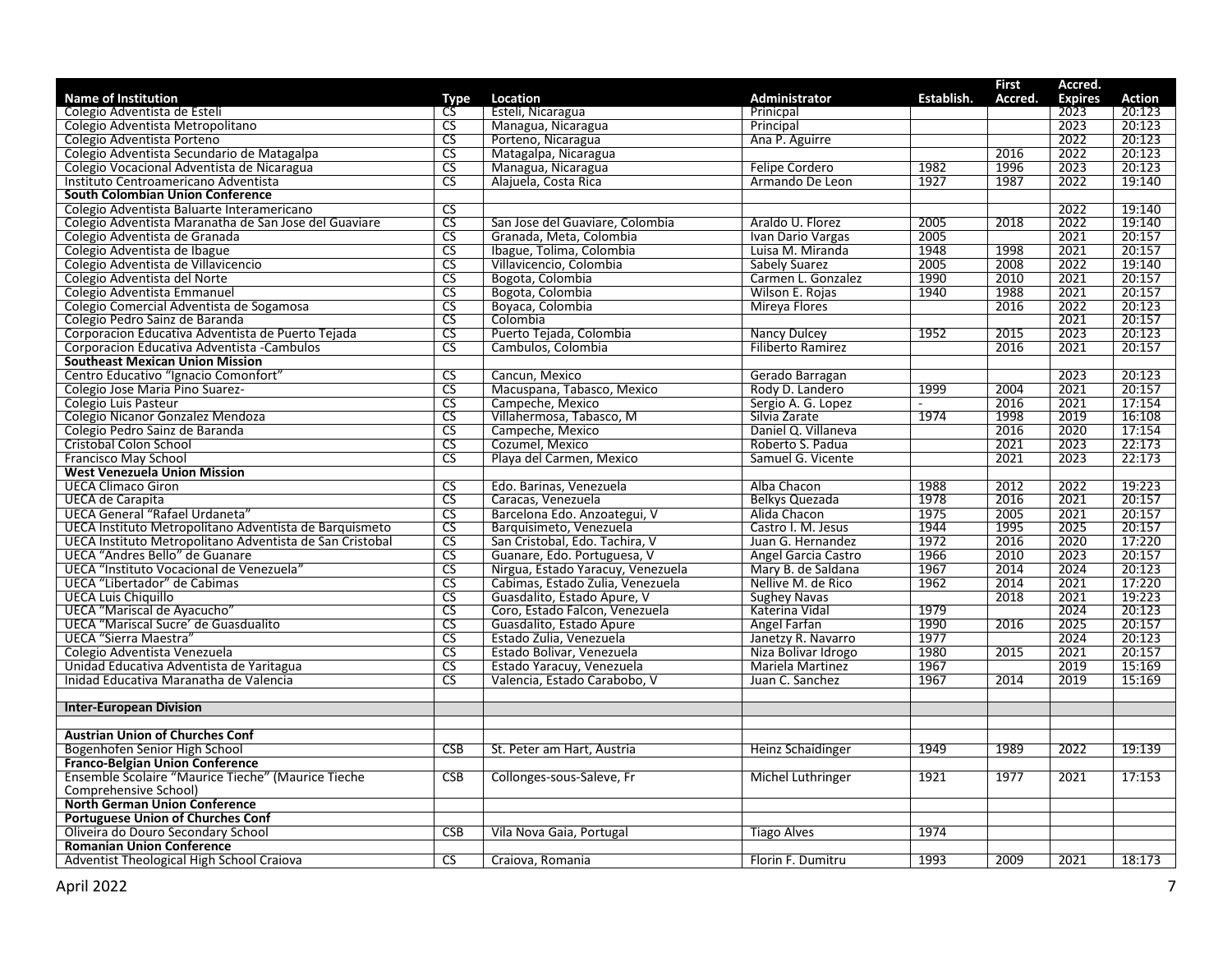| Name of Institution | Type | Location | Administrator | Establish. | First Accred. | Accred. Expires | Action |
|---|---|---|---|---|---|---|---|
| Colegio Adventista de Esteli | CS | Esteli, Nicaragua | Prinicpal | | | 2023 | 20:123 |
| Colegio Adventista Metropolitano | CS | Managua, Nicaragua | Principal | | | 2023 | 20:123 |
| Colegio Adventista Porteno | CS | Porteno, Nicaragua | Ana P. Aguirre | | | 2022 | 20:123 |
| Colegio Adventista Secundario de Matagalpa | CS | Matagalpa, Nicaragua | | | 2016 | 2022 | 20:123 |
| Colegio Vocacional Adventista de Nicaragua | CS | Managua, Nicaragua | Felipe Cordero | 1982 | 1996 | 2023 | 20:123 |
| Instituto Centroamericano Adventista | CS | Alajuela, Costa Rica | Armando De Leon | 1927 | 1987 | 2022 | 19:140 |
| **South Colombian Union Conference** | | | | | | | |
| Colegio Adventista Baluarte Interamericano | CS | | | | | 2022 | 19:140 |
| Colegio Adventista Maranatha de San Jose del Guaviare | CS | San Jose del Guaviare, Colombia | Araldo U. Florez | 2005 | 2018 | 2022 | 19:140 |
| Colegio Adventista de Granada | CS | Granada, Meta, Colombia | Ivan Dario Vargas | 2005 | | 2021 | 20:157 |
| Colegio Adventista de Ibague | CS | Ibague, Tolima, Colombia | Luisa M. Miranda | 1948 | 1998 | 2021 | 20:157 |
| Colegio Adventista de Villavicencio | CS | Villavicencio, Colombia | Sabely Suarez | 2005 | 2008 | 2022 | 19:140 |
| Colegio Adventista del Norte | CS | Bogota, Colombia | Carmen L. Gonzalez | 1990 | 2010 | 2021 | 20:157 |
| Colegio Adventista Emmanuel | CS | Bogota, Colombia | Wilson E. Rojas | 1940 | 1988 | 2021 | 20:157 |
| Colegio Comercial Adventista de Sogamosa | CS | Boyaca, Colombia | Mireya Flores | | 2016 | 2022 | 20:123 |
| Colegio Pedro Sainz de Baranda | CS | Colombia | | | | 2021 | 20:157 |
| Corporacion Educativa Adventista de Puerto Tejada | CS | Puerto Tejada, Colombia | Nancy Dulcey | 1952 | 2015 | 2023 | 20:123 |
| Corporacion Educativa Adventista -Cambulos | CS | Cambulos, Colombia | Filiberto Ramirez | | 2016 | 2021 | 20:157 |
| **Southeast Mexican Union Mission** | | | | | | | |
| Centro Educativo "Ignacio Comonfort" | CS | Cancun, Mexico | Gerado Barragan | | | 2023 | 20:123 |
| Colegio Jose Maria Pino Suarez- | CS | Macuspana, Tabasco, Mexico | Rody D. Landero | 1999 | 2004 | 2021 | 20:157 |
| Colegio Luis Pasteur | CS | Campeche, Mexico | Sergio A. G. Lopez | - | 2016 | 2021 | 17:154 |
| Colegio Nicanor Gonzalez Mendoza | CS | Villahermosa, Tabasco, M | Silvia Zarate | 1974 | 1998 | 2019 | 16:108 |
| Colegio Pedro Sainz de Baranda | CS | Campeche, Mexico | Daniel Q. Villaneva | | 2016 | 2020 | 17:154 |
| Cristobal Colon School | CS | Cozumel, Mexico | Roberto S. Padua | | 2021 | 2023 | 22:173 |
| Francisco May School | CS | Playa del Carmen, Mexico | Samuel G. Vicente | | 2021 | 2023 | 22:173 |
| **West Venezuela Union Mission** | | | | | | | |
| UECA Climaco Giron | CS | Edo. Barinas, Venezuela | Alba Chacon | 1988 | 2012 | 2022 | 19:223 |
| UECA de Carapita | CS | Caracas, Venezuela | Belkys Quezada | 1978 | 2016 | 2021 | 20:157 |
| UECA General "Rafael Urdaneta" | CS | Barcelona Edo. Anzoategui, V | Alida Chacon | 1975 | 2005 | 2021 | 20:157 |
| UECA Instituto Metropolitano Adventista de Barquismeto | CS | Barquisimeto, Venezuela | Castro I. M. Jesus | 1944 | 1995 | 2025 | 20:157 |
| UECA Instituto Metropolitano Adventista de San Cristobal | CS | San Cristobal, Edo. Tachira, V | Juan G. Hernandez | 1972 | 2016 | 2020 | 17:220 |
| UECA "Andres Bello" de Guanare | CS | Guanare, Edo. Portuguesa, V | Angel Garcia Castro | 1966 | 2010 | 2023 | 20:157 |
| UECA "Instituto Vocacional de Venezuela" | CS | Nirgua, Estado Yaracuy, Venezuela | Mary B. de Saldana | 1967 | 2014 | 2024 | 20:123 |
| UECA "Libertador" de Cabimas | CS | Cabimas, Estado Zulia, Venezuela | Nellive M. de Rico | 1962 | 2014 | 2021 | 17:220 |
| UECA Luis Chiquillo | CS | Guasdalito, Estado Apure, V | Sughey Navas | | 2018 | 2021 | 19:223 |
| UECA "Mariscal de Ayacucho" | CS | Coro, Estado Falcon, Venezuela | Katerina Vidal | 1979 | | 2024 | 20:123 |
| UECA "Mariscal Sucre' de Guasdualito | CS | Guasdalito, Estado Apure | Angel Farfan | 1990 | 2016 | 2025 | 20:157 |
| UECA "Sierra Maestra" | CS | Estado Zulia, Venezuela | Janetzy R. Navarro | 1977 | | 2024 | 20:123 |
| Colegio Adventista Venezuela | CS | Estado Bolivar, Venezuela | Niza Bolivar Idrogo | 1980 | 2015 | 2021 | 20:157 |
| Unidad Educativa Adventista de Yaritagua | CS | Estado Yaracuy, Venezuela | Mariela Martinez | 1967 | | 2019 | 15:169 |
| Inidad Educativa Maranatha de Valencia | CS | Valencia, Estado Carabobo, V | Juan C. Sanchez | 1967 | 2014 | 2019 | 15:169 |
| | | | | | | | |
| **Inter-European Division** | | | | | | | |
| | | | | | | | |
| **Austrian Union of Churches Conf** | | | | | | | |
| Bogenhofen Senior High School | CSB | St. Peter am Hart, Austria | Heinz Schaidinger | 1949 | 1989 | 2022 | 19:139 |
| **Franco-Belgian Union Conference** | | | | | | | |
| Ensemble Scolaire "Maurice Tieche" (Maurice Tieche Comprehensive School) | CSB | Collonges-sous-Saleve, Fr | Michel Luthringer | 1921 | 1977 | 2021 | 17:153 |
| **North German Union Conference** | | | | | | | |
| **Portuguese Union of Churches Conf** | | | | | | | |
| Oliveira do Douro Secondary School | CSB | Vila Nova Gaia, Portugal | Tiago Alves | 1974 | | | |
| **Romanian Union Conference** | | | | | | | |
| Adventist Theological High School Craiova | CS | Craiova, Romania | Florin F. Dumitru | 1993 | 2009 | 2021 | 18:173 |

April 2022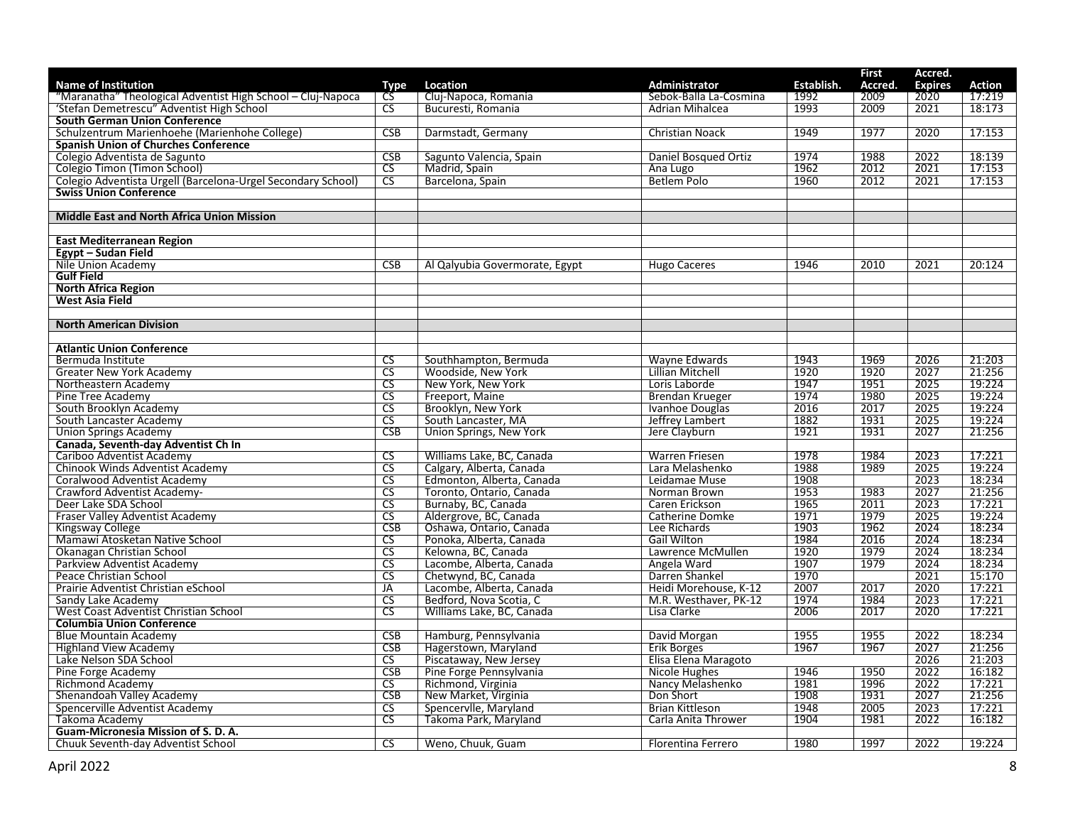| Name of Institution | Type | Location | Administrator | Establish. | First Accred. | Accred. Expires | Action |
|---|---|---|---|---|---|---|---|
| "Maranatha" Theological Adventist High School – Cluj-Napoca | CS | Cluj-Napoca, Romania | Sebok-Balla La-Cosmina | 1992 | 2009 | 2020 | 17:219 |
| 'Stefan Demetrescu" Adventist High School | CS | Bucuresti, Romania | Adrian Mihalcea | 1993 | 2009 | 2021 | 18:173 |
| **South German Union Conference** | | | | | | | |
| Schulzentrum Marienhoehe (Marienhohe College) | CSB | Darmstadt, Germany | Christian Noack | 1949 | 1977 | 2020 | 17:153 |
| **Spanish Union of Churches Conference** | | | | | | | |
| Colegio Adventista de Sagunto | CSB | Sagunto Valencia, Spain | Daniel Bosqued Ortiz | 1974 | 1988 | 2022 | 18:139 |
| Colegio Timon (Timon School) | CS | Madrid, Spain | Ana Lugo | 1962 | 2012 | 2021 | 17:153 |
| Colegio Adventista Urgell (Barcelona-Urgel Secondary School) | CS | Barcelona, Spain | Betlem Polo | 1960 | 2012 | 2021 | 17:153 |
| **Swiss Union Conference** | | | | | | | |
| | | | | | | | |
| **Middle East and North Africa Union Mission** | | | | | | | |
| | | | | | | | |
| **East Mediterranean Region** | | | | | | | |
| **Egypt – Sudan Field** | | | | | | | |
| Nile Union Academy | CSB | Al Qalyubia Govermorate, Egypt | Hugo Caceres | 1946 | 2010 | 2021 | 20:124 |
| **Gulf Field** | | | | | | | |
| **North Africa Region** | | | | | | | |
| **West Asia Field** | | | | | | | |
| | | | | | | | |
| **North American Division** | | | | | | | |
| | | | | | | | |
| **Atlantic Union Conference** | | | | | | | |
| Bermuda Institute | CS | Southhampton, Bermuda | Wayne Edwards | 1943 | 1969 | 2026 | 21:203 |
| Greater New York Academy | CS | Woodside, New York | Lillian Mitchell | 1920 | 1920 | 2027 | 21:256 |
| Northeastern Academy | CS | New York, New York | Loris Laborde | 1947 | 1951 | 2025 | 19:224 |
| Pine Tree Academy | CS | Freeport, Maine | Brendan Krueger | 1974 | 1980 | 2025 | 19:224 |
| South Brooklyn Academy | CS | Brooklyn, New York | Ivanhoe Douglas | 2016 | 2017 | 2025 | 19:224 |
| South Lancaster Academy | CS | South Lancaster, MA | Jeffrey Lambert | 1882 | 1931 | 2025 | 19:224 |
| Union Springs Academy | CSB | Union Springs, New York | Jere Clayburn | 1921 | 1931 | 2027 | 21:256 |
| **Canada, Seventh-day Adventist Ch In** | | | | | | | |
| Cariboo Adventist Academy | CS | Williams Lake, BC, Canada | Warren Friesen | 1978 | 1984 | 2023 | 17:221 |
| Chinook Winds Adventist Academy | CS | Calgary, Alberta, Canada | Lara Melashenko | 1988 | 1989 | 2025 | 19:224 |
| Coralwood Adventist Academy | CS | Edmonton, Alberta, Canada | Leidamae Muse | 1908 | | 2023 | 18:234 |
| Crawford Adventist Academy- | CS | Toronto, Ontario, Canada | Norman Brown | 1953 | 1983 | 2027 | 21:256 |
| Deer Lake SDA School | CS | Burnaby, BC, Canada | Caren Erickson | 1965 | 2011 | 2023 | 17:221 |
| Fraser Valley Adventist Academy | CS | Aldergrove, BC, Canada | Catherine Domke | 1971 | 1979 | 2025 | 19:224 |
| Kingsway College | CSB | Oshawa, Ontario, Canada | Lee Richards | 1903 | 1962 | 2024 | 18:234 |
| Mamawi Atosketan Native School | CS | Ponoka, Alberta, Canada | Gail Wilton | 1984 | 2016 | 2024 | 18:234 |
| Okanagan Christian School | CS | Kelowna, BC, Canada | Lawrence McMullen | 1920 | 1979 | 2024 | 18:234 |
| Parkview Adventist Academy | CS | Lacombe, Alberta, Canada | Angela Ward | 1907 | 1979 | 2024 | 18:234 |
| Peace Christian School | CS | Chetwynd, BC, Canada | Darren Shankel | 1970 | | 2021 | 15:170 |
| Prairie Adventist Christian eSchool | JA | Lacombe, Alberta, Canada | Heidi Morehouse, K-12 | 2007 | 2017 | 2020 | 17:221 |
| Sandy Lake Academy | CS | Bedford, Nova Scotia, C | M.R. Westhaver, PK-12 | 1974 | 1984 | 2023 | 17:221 |
| West Coast Adventist Christian School | CS | Williams Lake, BC, Canada | Lisa Clarke | 2006 | 2017 | 2020 | 17:221 |
| **Columbia Union Conference** | | | | | | | |
| Blue Mountain Academy | CSB | Hamburg, Pennsylvania | David Morgan | 1955 | 1955 | 2022 | 18:234 |
| Highland View Academy | CSB | Hagerstown, Maryland | Erik Borges | 1967 | 1967 | 2027 | 21:256 |
| Lake Nelson SDA School | CS | Piscataway, New Jersey | Elisa Elena Maragoto | | | 2026 | 21:203 |
| Pine Forge Academy | CSB | Pine Forge Pennsylvania | Nicole Hughes | 1946 | 1950 | 2022 | 16:182 |
| Richmond Academy | CS | Richmond, Virginia | Nancy Melashenko | 1981 | 1996 | 2022 | 17:221 |
| Shenandoah Valley Academy | CSB | New Market, Virginia | Don Short | 1908 | 1931 | 2027 | 21:256 |
| Spencerville Adventist Academy | CS | Spencervlle, Maryland | Brian Kittleson | 1948 | 2005 | 2023 | 17:221 |
| Takoma Academy | CS | Takoma Park, Maryland | Carla Anita Thrower | 1904 | 1981 | 2022 | 16:182 |
| **Guam-Micronesia Mission of S. D. A.** | | | | | | | |
| Chuuk Seventh-day Adventist School | CS | Weno, Chuuk, Guam | Florentina Ferrero | 1980 | 1997 | 2022 | 19:224 |

April 2022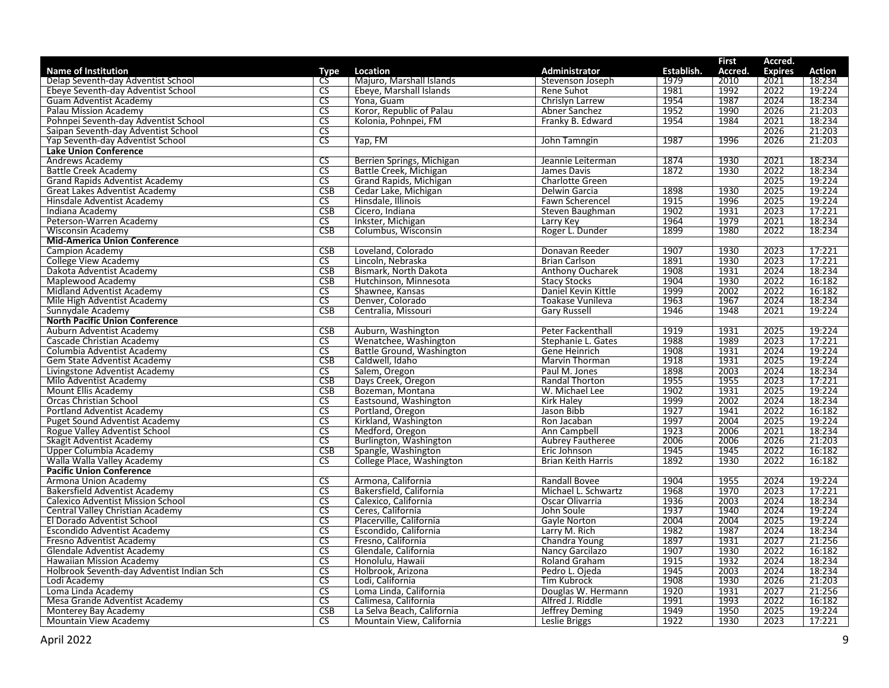| Name of Institution | Type | Location | Administrator | Establish. | First Accred. | Accred. Expires | Action |
|---|---|---|---|---|---|---|---|
| Delap Seventh-day Adventist School | CS | Majuro, Marshall Islands | Stevenson Joseph | 1979 | 2010 | 2021 | 18:234 |
| Ebeye Seventh-day Adventist School | CS | Ebeye, Marshall Islands | Rene Suhot | 1981 | 1992 | 2022 | 19:224 |
| Guam Adventist Academy | CS | Yona, Guam | Chrislyn Larrew | 1954 | 1987 | 2024 | 18:234 |
| Palau Mission Academy | CS | Koror, Republic of Palau | Abner Sanchez | 1952 | 1990 | 2026 | 21:203 |
| Pohnpei Seventh-day Adventist School | CS | Kolonia, Pohnpei, FM | Franky B. Edward | 1954 | 1984 | 2021 | 18:234 |
| Saipan Seventh-day Adventist School | CS | | | | | 2026 | 21:203 |
| Yap Seventh-day Adventist School | CS | Yap, FM | John Tamngin | 1987 | 1996 | 2026 | 21:203 |
| **Lake Union Conference** | | | | | | | |
| Andrews Academy | CS | Berrien Springs, Michigan | Jeannie Leiterman | 1874 | 1930 | 2021 | 18:234 |
| Battle Creek Academy | CS | Battle Creek, Michigan | James Davis | 1872 | 1930 | 2022 | 18:234 |
| Grand Rapids Adventist Academy | CS | Grand Rapids, Michigan | Charlotte Green | | | 2025 | 19:224 |
| Great Lakes Adventist Academy | CSB | Cedar Lake, Michigan | Delwin Garcia | 1898 | 1930 | 2025 | 19:224 |
| Hinsdale Adventist Academy | CS | Hinsdale, Illinois | Fawn Scherencel | 1915 | 1996 | 2025 | 19:224 |
| Indiana Academy | CSB | Cicero, Indiana | Steven Baughman | 1902 | 1931 | 2023 | 17:221 |
| Peterson-Warren Academy | CS | Inkster, Michigan | Larry Key | 1964 | 1979 | 2021 | 18:234 |
| Wisconsin Academy | CSB | Columbus, Wisconsin | Roger L. Dunder | 1899 | 1980 | 2022 | 18:234 |
| **Mid-America Union Conference** | | | | | | | |
| Campion Academy | CSB | Loveland, Colorado | Donavan Reeder | 1907 | 1930 | 2023 | 17:221 |
| College View Academy | CS | Lincoln, Nebraska | Brian Carlson | 1891 | 1930 | 2023 | 17:221 |
| Dakota Adventist Academy | CSB | Bismark, North Dakota | Anthony Oucharek | 1908 | 1931 | 2024 | 18:234 |
| Maplewood Academy | CSB | Hutchinson, Minnesota | Stacy Stocks | 1904 | 1930 | 2022 | 16:182 |
| Midland Adventist Academy | CS | Shawnee, Kansas | Daniel Kevin Kittle | 1999 | 2002 | 2022 | 16:182 |
| Mile High Adventist Academy | CS | Denver, Colorado | Toakase Vunileva | 1963 | 1967 | 2024 | 18:234 |
| Sunnydale Academy | CSB | Centralia, Missouri | Gary Russell | 1946 | 1948 | 2021 | 19:224 |
| **North Pacific Union Conference** | | | | | | | |
| Auburn Adventist Academy | CSB | Auburn, Washington | Peter Fackenthall | 1919 | 1931 | 2025 | 19:224 |
| Cascade Christian Academy | CS | Wenatchee, Washington | Stephanie L. Gates | 1988 | 1989 | 2023 | 17:221 |
| Columbia Adventist Academy | CS | Battle Ground, Washington | Gene Heinrich | 1908 | 1931 | 2024 | 19:224 |
| Gem State Adventist Academy | CSB | Caldwell, Idaho | Marvin Thorman | 1918 | 1931 | 2025 | 19:224 |
| Livingstone Adventist Academy | CS | Salem, Oregon | Paul M. Jones | 1898 | 2003 | 2024 | 18:234 |
| Milo Adventist Academy | CSB | Days Creek, Oregon | Randal Thorton | 1955 | 1955 | 2023 | 17:221 |
| Mount Ellis Academy | CSB | Bozeman, Montana | W. Michael Lee | 1902 | 1931 | 2025 | 19:224 |
| Orcas Christian School | CS | Eastsound, Washington | Kirk Haley | 1999 | 2002 | 2024 | 18:234 |
| Portland Adventist Academy | CS | Portland, Oregon | Jason Bibb | 1927 | 1941 | 2022 | 16:182 |
| Puget Sound Adventist Academy | CS | Kirkland, Washington | Ron Jacaban | 1997 | 2004 | 2025 | 19:224 |
| Rogue Valley Adventist School | CS | Medford, Oregon | Ann Campbell | 1923 | 2006 | 2021 | 18:234 |
| Skagit Adventist Academy | CS | Burlington, Washington | Aubrey Fautheree | 2006 | 2006 | 2026 | 21:203 |
| Upper Columbia Academy | CSB | Spangle, Washington | Eric Johnson | 1945 | 1945 | 2022 | 16:182 |
| Walla Walla Valley Academy | CS | College Place, Washington | Brian Keith Harris | 1892 | 1930 | 2022 | 16:182 |
| **Pacific Union Conference** | | | | | | | |
| Armona Union Academy | CS | Armona, California | Randall Bovee | 1904 | 1955 | 2024 | 19:224 |
| Bakersfield Adventist Academy | CS | Bakersfield, California | Michael L. Schwartz | 1968 | 1970 | 2023 | 17:221 |
| Calexico Adventist Mission School | CS | Calexico, California | Oscar Olivarria | 1936 | 2003 | 2024 | 18:234 |
| Central Valley Christian Academy | CS | Ceres, California | John Soule | 1937 | 1940 | 2024 | 19:224 |
| El Dorado Adventist School | CS | Placerville, California | Gayle Norton | 2004 | 2004 | 2025 | 19:224 |
| Escondido Adventist Academy | CS | Escondido, California | Larry M. Rich | 1982 | 1987 | 2024 | 18:234 |
| Fresno Adventist Academy | CS | Fresno, California | Chandra Young | 1897 | 1931 | 2027 | 21:256 |
| Glendale Adventist Academy | CS | Glendale, California | Nancy Garcilazo | 1907 | 1930 | 2022 | 16:182 |
| Hawaiian Mission Academy | CS | Honolulu, Hawaii | Roland Graham | 1915 | 1932 | 2024 | 18:234 |
| Holbrook Seventh-day Adventist Indian Sch | CS | Holbrook, Arizona | Pedro L. Ojeda | 1945 | 2003 | 2024 | 18:234 |
| Lodi Academy | CS | Lodi, California | Tim Kubrock | 1908 | 1930 | 2026 | 21:203 |
| Loma Linda Academy | CS | Loma Linda, California | Douglas W. Hermann | 1920 | 1931 | 2027 | 21:256 |
| Mesa Grande Adventist Academy | CS | Calimesa, California | Alfred J. Riddle | 1991 | 1993 | 2022 | 16:182 |
| Monterey Bay Academy | CSB | La Selva Beach, California | Jeffrey Deming | 1949 | 1950 | 2025 | 19:224 |
| Mountain View Academy | CS | Mountain View, California | Leslie Briggs | 1922 | 1930 | 2023 | 17:221 |

April 2022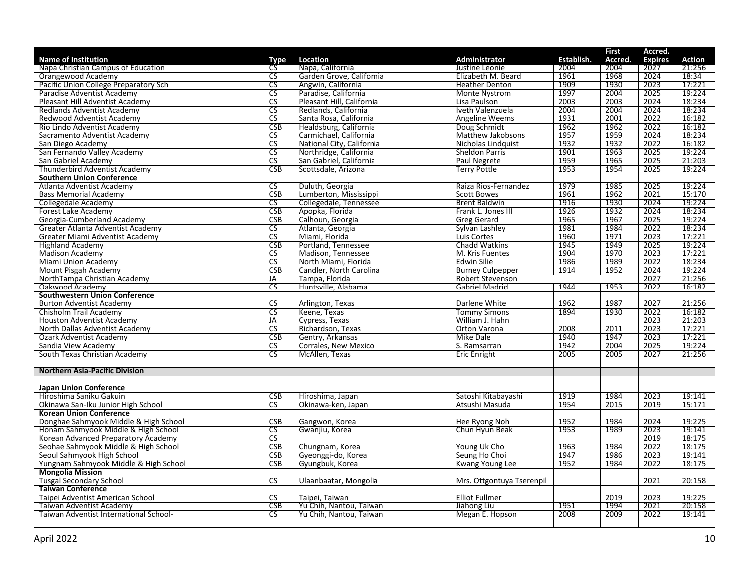| Name of Institution | Type | Location | Administrator | Establish. | First Accred. | Accred. Expires | Action |
|---|---|---|---|---|---|---|---|
| Napa Christian Campus of Education | CS | Napa, California | Justine Leonie | 2004 | 2004 | 2027 | 21:256 |
| Orangewood Academy | CS | Garden Grove, California | Elizabeth M. Beard | 1961 | 1968 | 2024 | 18:34 |
| Pacific Union College Preparatory Sch | CS | Angwin, California | Heather Denton | 1909 | 1930 | 2023 | 17:221 |
| Paradise Adventist Academy | CS | Paradise, California | Monte Nystrom | 1997 | 2004 | 2025 | 19:224 |
| Pleasant Hill Adventist Academy | CS | Pleasant Hill, California | Lisa Paulson | 2003 | 2003 | 2024 | 18:234 |
| Redlands Adventist Academy | CS | Redlands, California | Iveth Valenzuela | 2004 | 2004 | 2024 | 18:234 |
| Redwood Adventist Academy | CS | Santa Rosa, California | Angeline Weems | 1931 | 2001 | 2022 | 16:182 |
| Rio Lindo Adventist Academy | CSB | Healdsburg, California | Doug Schmidt | 1962 | 1962 | 2022 | 16:182 |
| Sacramento Adventist Academy | CS | Carmichael, California | Matthew Jakobsons | 1957 | 1959 | 2024 | 18:234 |
| San Diego Academy | CS | National City, California | Nicholas Lindquist | 1932 | 1932 | 2022 | 16:182 |
| San Fernando Valley Academy | CS | Northridge, California | Sheldon Parris | 1901 | 1963 | 2025 | 19:224 |
| San Gabriel Academy | CS | San Gabriel, California | Paul Negrete | 1959 | 1965 | 2025 | 21:203 |
| Thunderbird Adventist Academy | CSB | Scottsdale, Arizona | Terry Pottle | 1953 | 1954 | 2025 | 19:224 |
| **Southern Union Conference** | | | | | | | |
| Atlanta Adventist Academy | CS | Duluth, Georgia | Raiza Rios-Fernandez | 1979 | 1985 | 2025 | 19:224 |
| Bass Memorial Academy | CSB | Lumberton, Mississippi | Scott Bowes | 1961 | 1962 | 2021 | 15:170 |
| Collegedale Academy | CS | Collegedale, Tennessee | Brent Baldwin | 1916 | 1930 | 2024 | 19:224 |
| Forest Lake Academy | CSB | Apopka, Florida | Frank L. Jones III | 1926 | 1932 | 2024 | 18:234 |
| Georgia-Cumberland Academy | CSB | Calhoun, Georgia | Greg Gerard | 1965 | 1967 | 2025 | 19:224 |
| Greater Atlanta Adventist Academy | CS | Atlanta, Georgia | Sylvan Lashley | 1981 | 1984 | 2022 | 18:234 |
| Greater Miami Adventist Academy | CS | Miami, Florida | Luis Cortes | 1960 | 1971 | 2023 | 17:221 |
| Highland Academy | CSB | Portland, Tennessee | Chadd Watkins | 1945 | 1949 | 2025 | 19:224 |
| Madison Academy | CS | Madison, Tennessee | M. Kris Fuentes | 1904 | 1970 | 2023 | 17:221 |
| Miami Union Academy | CS | North Miami, Florida | Edwin Silie | 1986 | 1989 | 2022 | 18:234 |
| Mount Pisgah Academy | CSB | Candler, North Carolina | Burney Culpepper | 1914 | 1952 | 2024 | 19:224 |
| NorthTampa Christian Academy | JA | Tampa, Florida | Robert Stevenson | | | 2027 | 21:256 |
| Oakwood Academy | CS | Huntsville, Alabama | Gabriel Madrid | 1944 | 1953 | 2022 | 16:182 |
| **Southwestern Union Conference** | | | | | | | |
| Burton Adventist Academy | CS | Arlington, Texas | Darlene White | 1962 | 1987 | 2027 | 21:256 |
| Chisholm Trail Academy | CS | Keene, Texas | Tommy Simons | 1894 | 1930 | 2022 | 16:182 |
| Houston Adventist Academy | JA | Cypress, Texas | William J. Hahn | | | 2023 | 21:203 |
| North Dallas Adventist Academy | CS | Richardson, Texas | Orton Varona | 2008 | 2011 | 2023 | 17:221 |
| Ozark Adventist Academy | CSB | Gentry, Arkansas | Mike Dale | 1940 | 1947 | 2023 | 17:221 |
| Sandia View Academy | CS | Corrales, New Mexico | S. Ramsarran | 1942 | 2004 | 2025 | 19:224 |
| South Texas Christian Academy | CS | McAllen, Texas | Eric Enright | 2005 | 2005 | 2027 | 21:256 |
| | | | | | | | |
| **Northern Asia-Pacific Division** | | | | | | | |
| | | | | | | | |
| **Japan Union Conference** | | | | | | | |
| Hiroshima Saniku Gakuin | CSB | Hiroshima, Japan | Satoshi Kitabayashi | 1919 | 1984 | 2023 | 19:141 |
| Okinawa San-Iku Junior High School | CS | Okinawa-ken, Japan | Atsushi Masuda | 1954 | 2015 | 2019 | 15:171 |
| **Korean Union Conference** | | | | | | | |
| Donghae Sahmyook Middle & High School | CSB | Gangwon, Korea | Hee Ryong Noh | 1952 | 1984 | 2024 | 19:225 |
| Honam Sahmyook Middle & High School | CS | Gwanjiu, Korea | Chun Hyun Beak | 1953 | 1989 | 2023 | 19:141 |
| Korean Advanced Preparatory Academy | CS | | | | | 2019 | 18:175 |
| Seohae Sahmyook Middle & High School | CSB | Chungnam, Korea | Young Uk Cho | 1963 | 1984 | 2022 | 18:175 |
| Seoul Sahmyook High School | CSB | Gyeonggi-do, Korea | Seung Ho Choi | 1947 | 1986 | 2023 | 19:141 |
| Yungnam Sahmyook Middle & High School | CSB | Gyungbuk, Korea | Kwang Young Lee | 1952 | 1984 | 2022 | 18:175 |
| **Mongolia Mission** | | | | | | | |
| Tusgal Secondary School | CS | Ulaanbaatar, Mongolia | Mrs. Ottgontuya Tserenpil | | | 2021 | 20:158 |
| **Taiwan Conference** | | | | | | | |
| Taipei Adventist American School | CS | Taipei, Taiwan | Elliot Fullmer | | 2019 | 2023 | 19:225 |
| Taiwan Adventist Academy | CSB | Yu Chih, Nantou, Taiwan | Jiahong Liu | 1951 | 1994 | 2021 | 20:158 |
| Taiwan Adventist International School- | CS | Yu Chih, Nantou, Taiwan | Megan E. Hopson | 2008 | 2009 | 2022 | 19:141 |

April 2022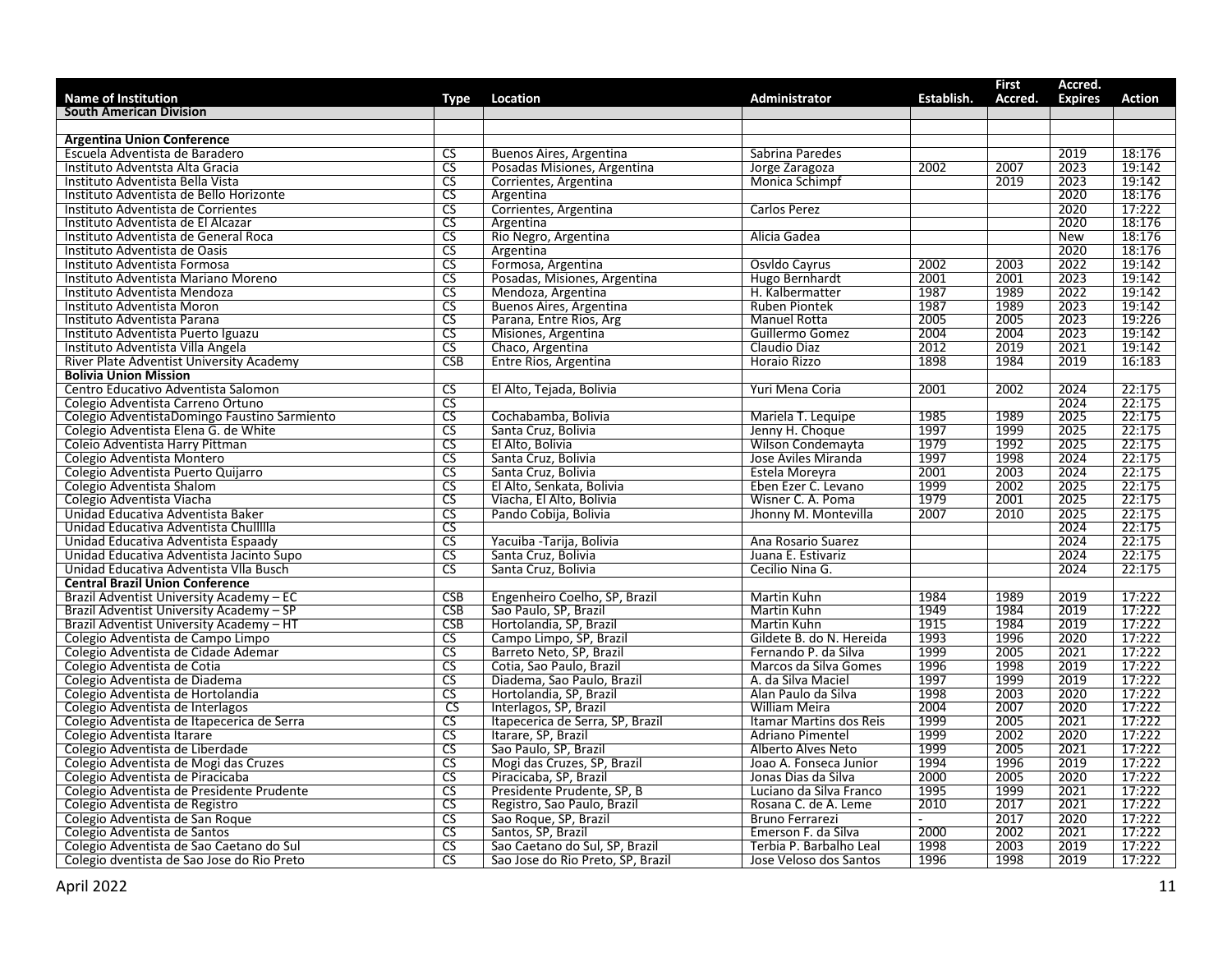| Name of Institution | Type | Location | Administrator | Establish. | First Accred. | Accred. Expires | Action |
|---|---|---|---|---|---|---|---|
| **South American Division** | | | | | | | |
| | | | | | | | |
| **Argentina Union Conference** | | | | | | | |
| Escuela Adventista de Baradero | CS | Buenos Aires, Argentina | Sabrina Paredes | | | 2019 | 18:176 |
| Instituto Adventsta Alta Gracia | CS | Posadas Misiones, Argentina | Jorge Zaragoza | 2002 | 2007 | 2023 | 19:142 |
| Instituto Adventista Bella Vista | CS | Corrientes, Argentina | Monica Schimpf | | 2019 | 2023 | 19:142 |
| Instituto Adventista de Bello Horizonte | CS | Argentina | | | | 2020 | 18:176 |
| Instituto Adventista de Corrientes | CS | Corrientes, Argentina | Carlos Perez | | | 2020 | 17:222 |
| Instituto Adventista de El Alcazar | CS | Argentina | | | | 2020 | 18:176 |
| Instituto Adventista de General Roca | CS | Rio Negro, Argentina | Alicia Gadea | | | New | 18:176 |
| Instituto Adventista de Oasis | CS | Argentina | | | | 2020 | 18:176 |
| Instituto Adventista Formosa | CS | Formosa, Argentina | Osvldo Cayrus | 2002 | 2003 | 2022 | 19:142 |
| Instituto Adventista Mariano Moreno | CS | Posadas, Misiones, Argentina | Hugo Bernhardt | 2001 | 2001 | 2023 | 19:142 |
| Instituto Adventista Mendoza | CS | Mendoza, Argentina | H. Kalbermatter | 1987 | 1989 | 2022 | 19:142 |
| Instituto Adventista Moron | CS | Buenos Aires, Argentina | Ruben Piontek | 1987 | 1989 | 2023 | 19:142 |
| Instituto Adventista Parana | CS | Parana, Entre Rios, Arg | Manuel Rotta | 2005 | 2005 | 2023 | 19:226 |
| Instituto Adventista Puerto Iguazu | CS | Misiones, Argentina | Guillermo Gomez | 2004 | 2004 | 2023 | 19:142 |
| Instituto Adventista Villa Angela | CS | Chaco, Argentina | Claudio Diaz | 2012 | 2019 | 2021 | 19:142 |
| River Plate Adventist University Academy | CSB | Entre Rios, Argentina | Horaio Rizzo | 1898 | 1984 | 2019 | 16:183 |
| **Bolivia Union Mission** | | | | | | | |
| Centro Educativo Adventista Salomon | CS | El Alto, Tejada, Bolivia | Yuri Mena Coria | 2001 | 2002 | 2024 | 22:175 |
| Colegio Adventista Carreno Ortuno | CS | | | | | 2024 | 22:175 |
| Colegio AdventistaDomingo Faustino Sarmiento | CS | Cochabamba, Bolivia | Mariela T. Lequipe | 1985 | 1989 | 2025 | 22:175 |
| Colegio Adventista Elena G. de White | CS | Santa Cruz, Bolivia | Jenny H. Choque | 1997 | 1999 | 2025 | 22:175 |
| Coleio Adventista Harry Pittman | CS | El Alto, Bolivia | Wilson Condemayta | 1979 | 1992 | 2025 | 22:175 |
| Colegio Adventista Montero | CS | Santa Cruz, Bolivia | Jose Aviles Miranda | 1997 | 1998 | 2024 | 22:175 |
| Colegio Adventista Puerto Quijarro | CS | Santa Cruz, Bolivia | Estela Moreyra | 2001 | 2003 | 2024 | 22:175 |
| Colegio Adventista Shalom | CS | El Alto, Senkata, Bolivia | Eben Ezer C. Levano | 1999 | 2002 | 2025 | 22:175 |
| Colegio Adventista Viacha | CS | Viacha, El Alto, Bolivia | Wisner C. A. Poma | 1979 | 2001 | 2025 | 22:175 |
| Unidad Educativa Adventista Baker | CS | Pando Cobija, Bolivia | Jhonny M. Montevilla | 2007 | 2010 | 2025 | 22:175 |
| Unidad Educativa Adventista Chullllla | CS | | | | | 2024 | 22:175 |
| Unidad Educativa Adventista Espaady | CS | Yacuiba -Tarija, Bolivia | Ana Rosario Suarez | | | 2024 | 22:175 |
| Unidad Educativa Adventista Jacinto Supo | CS | Santa Cruz, Bolivia | Juana E. Estivariz | | | 2024 | 22:175 |
| Unidad Educativa Adventista Vlla Busch | CS | Santa Cruz, Bolivia | Cecilio Nina G. | | | 2024 | 22:175 |
| **Central Brazil Union Conference** | | | | | | | |
| Brazil Adventist University Academy – EC | CSB | Engenheiro Coelho, SP, Brazil | Martin Kuhn | 1984 | 1989 | 2019 | 17:222 |
| Brazil Adventist University Academy – SP | CSB | Sao Paulo, SP, Brazil | Martin Kuhn | 1949 | 1984 | 2019 | 17:222 |
| Brazil Adventist University Academy – HT | CSB | Hortolandia, SP, Brazil | Martin Kuhn | 1915 | 1984 | 2019 | 17:222 |
| Colegio Adventista de Campo Limpo | CS | Campo Limpo, SP, Brazil | Gildete B. do N. Hereida | 1993 | 1996 | 2020 | 17:222 |
| Colegio Adventista de Cidade Ademar | CS | Barreto Neto, SP, Brazil | Fernando P. da Silva | 1999 | 2005 | 2021 | 17:222 |
| Colegio Adventista de Cotia | CS | Cotia, Sao Paulo, Brazil | Marcos da Silva Gomes | 1996 | 1998 | 2019 | 17:222 |
| Colegio Adventista de Diadema | CS | Diadema, Sao Paulo, Brazil | A. da Silva Maciel | 1997 | 1999 | 2019 | 17:222 |
| Colegio Adventista de Hortolandia | CS | Hortolandia, SP, Brazil | Alan Paulo da Silva | 1998 | 2003 | 2020 | 17:222 |
| Colegio Adventista de Interlagos | CS | Interlagos, SP, Brazil | William Meira | 2004 | 2007 | 2020 | 17:222 |
| Colegio Adventista de Itapecerica de Serra | CS | Itapecerica de Serra, SP, Brazil | Itamar Martins dos Reis | 1999 | 2005 | 2021 | 17:222 |
| Colegio Adventista Itarare | CS | Itarare, SP, Brazil | Adriano Pimentel | 1999 | 2002 | 2020 | 17:222 |
| Colegio Adventista de Liberdade | CS | Sao Paulo, SP, Brazil | Alberto Alves Neto | 1999 | 2005 | 2021 | 17:222 |
| Colegio Adventista de Mogi das Cruzes | CS | Mogi das Cruzes, SP, Brazil | Joao A. Fonseca Junior | 1994 | 1996 | 2019 | 17:222 |
| Colegio Adventista de Piracicaba | CS | Piracicaba, SP, Brazil | Jonas Dias da Silva | 2000 | 2005 | 2020 | 17:222 |
| Colegio Adventista de Presidente Prudente | CS | Presidente Prudente, SP, B | Luciano da Silva Franco | 1995 | 1999 | 2021 | 17:222 |
| Colegio Adventista de Registro | CS | Registro, Sao Paulo, Brazil | Rosana C. de A. Leme | 2010 | 2017 | 2021 | 17:222 |
| Colegio Adventista de San Roque | CS | Sao Roque, SP, Brazil | Bruno Ferrarezi | - | 2017 | 2020 | 17:222 |
| Colegio Adventista de Santos | CS | Santos, SP, Brazil | Emerson F. da Silva | 2000 | 2002 | 2021 | 17:222 |
| Colegio Adventista de Sao Caetano do Sul | CS | Sao Caetano do Sul, SP, Brazil | Terbia P. Barbalho Leal | 1998 | 2003 | 2019 | 17:222 |
| Colegio dventista de Sao Jose do Rio Preto | CS | Sao Jose do Rio Preto, SP, Brazil | Jose Veloso dos Santos | 1996 | 1998 | 2019 | 17:222 |

April 2022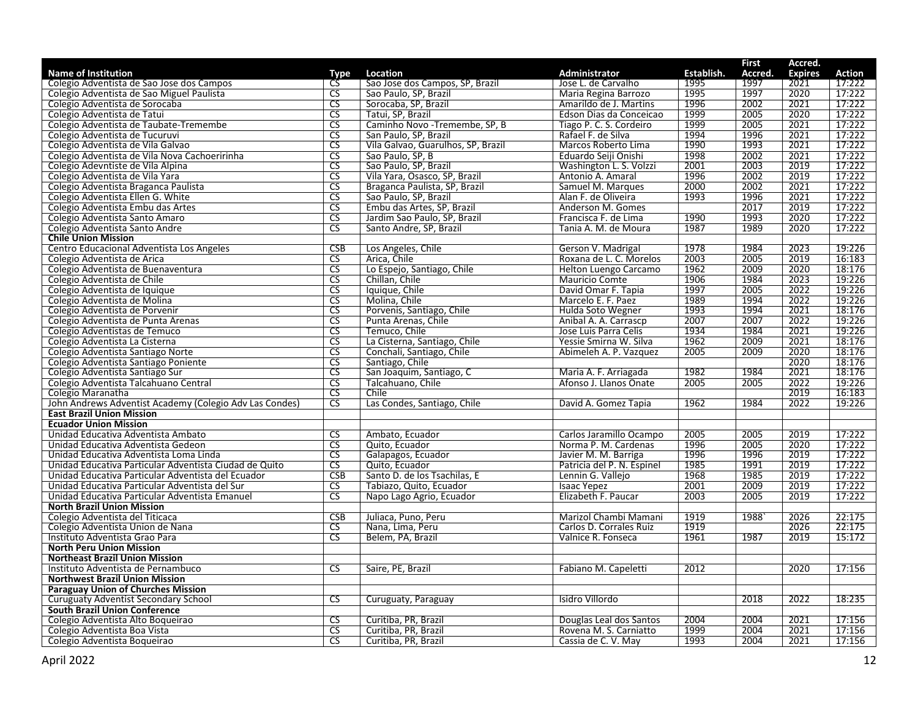| Name of Institution | Type | Location | Administrator | Establish. | First Accred. | Accred. Expires | Action |
|---|---|---|---|---|---|---|---|
| Colegio Adventista de Sao Jose dos Campos | CS | Sao Jose dos Campos, SP, Brazil | Jose L. de Carvalho | 1995 | 1997 | 2021 | 17:222 |
| Colegio Adventista de Sao Miguel Paulista | CS | Sao Paulo, SP, Brazil | Maria Regina Barrozo | 1995 | 1997 | 2020 | 17:222 |
| Colegio Adventista de Sorocaba | CS | Sorocaba, SP, Brazil | Amarildo de J. Martins | 1996 | 2002 | 2021 | 17:222 |
| Colegio Adventista de Tatui | CS | Tatui, SP, Brazil | Edson Dias da Conceicao | 1999 | 2005 | 2020 | 17:222 |
| Colegio Adventista de Taubate-Tremembe | CS | Caminho Novo -Tremembe, SP, B | Tiago P. C. S. Cordeiro | 1999 | 2005 | 2021 | 17:222 |
| Colegio Adventista de Tucuruvi | CS | San Paulo, SP, Brazil | Rafael F. de Silva | 1994 | 1996 | 2021 | 17:222 |
| Colegio Adventista de Vila Galvao | CS | Vila Galvao, Guarulhos, SP, Brazil | Marcos Roberto Lima | 1990 | 1993 | 2021 | 17:222 |
| Colegio Adventista de Vila Nova Cachoeririnha | CS | Sao Paulo, SP, B | Eduardo Seiji Onishi | 1998 | 2002 | 2021 | 17:222 |
| Colegio Adevntiste de Vila Alpina | CS | Sao Paulo, SP, Brazil | Washington L. S. Volzzi | 2001 | 2003 | 2019 | 17:222 |
| Colegio Adventista de Vila Yara | CS | Vila Yara, Osasco, SP, Brazil | Antonio A. Amaral | 1996 | 2002 | 2019 | 17:222 |
| Colegio Adventista Braganca Paulista | CS | Braganca Paulista, SP, Brazil | Samuel M. Marques | 2000 | 2002 | 2021 | 17:222 |
| Colegio Adventista Ellen G. White | CS | Sao Paulo, SP, Brazil | Alan F. de Oliveira | 1993 | 1996 | 2021 | 17:222 |
| Colegio Adventista Embu das Artes | CS | Embu das Artes, SP, Brazil | Anderson M. Gomes | | 2017 | 2019 | 17:222 |
| Colegio Adventista Santo Amaro | CS | Jardim Sao Paulo, SP, Brazil | Francisca F. de Lima | 1990 | 1993 | 2020 | 17:222 |
| Colegio Adventista Santo Andre | CS | Santo Andre, SP, Brazil | Tania A. M. de Moura | 1987 | 1989 | 2020 | 17:222 |
| **Chile Union Mission** | | | | | | | |
| Centro Educacional Adventista Los Angeles | CSB | Los Angeles, Chile | Gerson V. Madrigal | 1978 | 1984 | 2023 | 19:226 |
| Colegio Adventista de Arica | CS | Arica, Chile | Roxana de L. C. Morelos | 2003 | 2005 | 2019 | 16:183 |
| Colegio Adventista de Buenaventura | CS | Lo Espejo, Santiago, Chile | Helton Luengo Carcamo | 1962 | 2009 | 2020 | 18:176 |
| Colegio Adventista de Chile | CS | Chillan, Chile | Mauricio Comte | 1906 | 1984 | 2023 | 19:226 |
| Colegio Adventista de Iquique | CS | Iquique, Chile | David Omar F. Tapia | 1997 | 2005 | 2022 | 19:226 |
| Colegio Adventista de Molina | CS | Molina, Chile | Marcelo E. F. Paez | 1989 | 1994 | 2022 | 19:226 |
| Colegio Adventista de Porvenir | CS | Porvenis, Santiago, Chile | Hulda Soto Wegner | 1993 | 1994 | 2021 | 18:176 |
| Colegio Adventista de Punta Arenas | CS | Punta Arenas, Chile | Anibal A. A. Carrascp | 2007 | 2007 | 2022 | 19:226 |
| Colegio Adventistas de Temuco | CS | Temuco, Chile | Jose Luis Parra Celis | 1934 | 1984 | 2021 | 19:226 |
| Colegio Adventista La Cisterna | CS | La Cisterna, Santiago, Chile | Yessie Smirna W. Silva | 1962 | 2009 | 2021 | 18:176 |
| Colegio Adventista Santiago Norte | CS | Conchali, Santiago, Chile | Abimeleh A. P. Vazquez | 2005 | 2009 | 2020 | 18:176 |
| Colegio Adventista Santiago Poniente | CS | Santiago, Chile | | | | 2020 | 18:176 |
| Colegio Adventista Santiago Sur | CS | San Joaquim, Santiago, C | Maria A. F. Arriagada | 1982 | 1984 | 2021 | 18:176 |
| Colegio Adventista Talcahuano Central | CS | Talcahuano, Chile | Afonso J. Llanos Onate | 2005 | 2005 | 2022 | 19:226 |
| Colegio Maranatha | CS | Chile | | | | 2019 | 16:183 |
| John Andrews Adventist Academy (Colegio Adv Las Condes) | CS | Las Condes, Santiago, Chile | David A. Gomez Tapia | 1962 | 1984 | 2022 | 19:226 |
| **East Brazil Union Mission** | | | | | | | |
| **Ecuador Union Mission** | | | | | | | |
| Unidad Educativa Adventista Ambato | CS | Ambato, Ecuador | Carlos Jaramillo Ocampo | 2005 | 2005 | 2019 | 17:222 |
| Unidad Educativa Adventista Gedeon | CS | Quito, Ecuador | Norma P. M. Cardenas | 1996 | 2005 | 2020 | 17:222 |
| Unidad Educativa Adventista Loma Linda | CS | Galapagos, Ecuador | Javier M. M. Barriga | 1996 | 1996 | 2019 | 17:222 |
| Unidad Educativa Particular Adventista Ciudad de Quito | CS | Quito, Ecuador | Patricia del P. N. Espinel | 1985 | 1991 | 2019 | 17:222 |
| Unidad Educativa Particular Adventista del Ecuador | CSB | Santo D. de los Tsachilas, E | Lennin G. Vallejo | 1968 | 1985 | 2019 | 17:222 |
| Unidad Educativa Particular Adventista del Sur | CS | Tabiazo, Quito, Ecuador | Isaac Yepez | 2001 | 2009 | 2019 | 17:222 |
| Unidad Educativa Particular Adventista Emanuel | CS | Napo Lago Agrio, Ecuador | Elizabeth F. Paucar | 2003 | 2005 | 2019 | 17:222 |
| **North Brazil Union Mission** | | | | | | | |
| Colegio Adventista del Titicaca | CSB | Juliaca, Puno, Peru | Marizol Chambi Mamani | 1919 | 1988` | 2026 | 22:175 |
| Colegio Adventista Union de Nana | CS | Nana, Lima, Peru | Carlos D. Corrales Ruiz | 1919 | | 2026 | 22:175 |
| Instituto Adventista Grao Para | CS | Belem, PA, Brazil | Valnice R. Fonseca | 1961 | 1987 | 2019 | 15:172 |
| **North Peru Union Mission** | | | | | | | |
| **Northeast Brazil Union Mission** | | | | | | | |
| Instituto Adventista de Pernambuco | CS | Saire, PE, Brazil | Fabiano M. Capeletti | 2012 | | 2020 | 17:156 |
| **Northwest Brazil Union Mission** | | | | | | | |
| **Paraguay Union of Churches Mission** | | | | | | | |
| Curuguaty Adventist Secondary School | CS | Curuguaty, Paraguay | Isidro Villordo | | 2018 | 2022 | 18:235 |
| **South Brazil Union Conference** | | | | | | | |
| Colegio Adventista Alto Boqueirao | CS | Curitiba, PR, Brazil | Douglas Leal dos Santos | 2004 | 2004 | 2021 | 17:156 |
| Colegio Adventista Boa Vista | CS | Curitiba, PR, Brazil | Rovena M. S. Carniatto | 1999 | 2004 | 2021 | 17:156 |
| Colegio Adventista Boqueirao | CS | Curitiba, PR, Brazil | Cassia de C. V. May | 1993 | 2004 | 2021 | 17:156 |

April 2022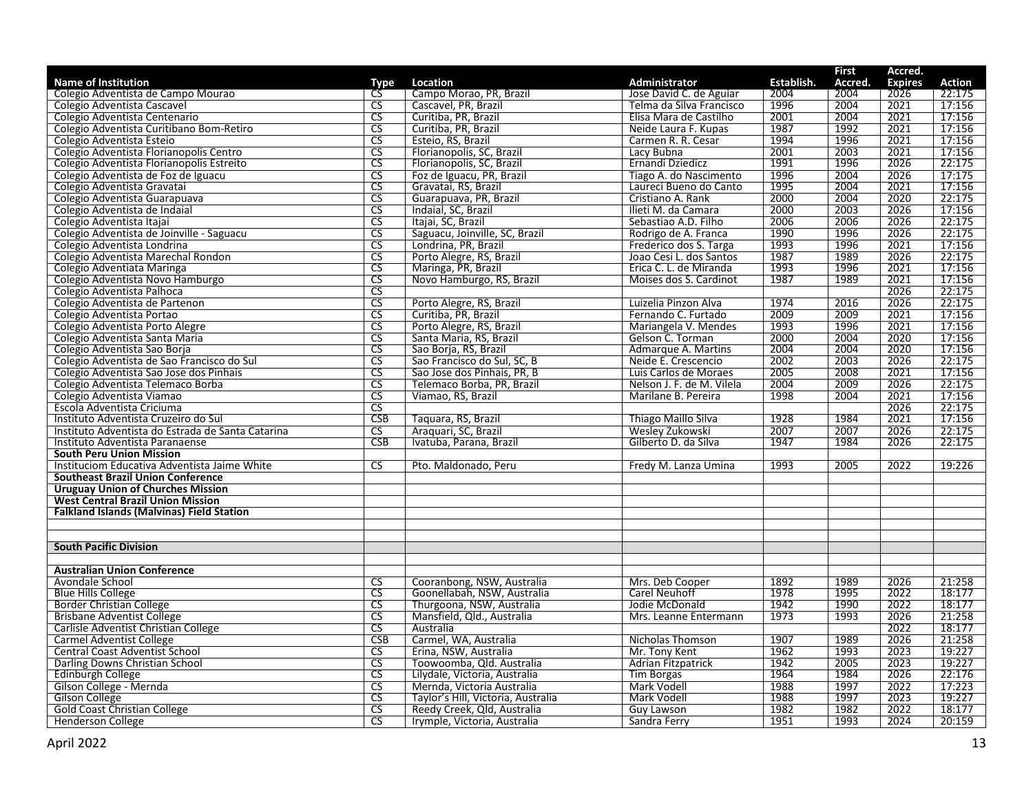| Name of Institution | Type | Location | Administrator | Establish. | First Accred. | Accred. Expires | Action |
|---|---|---|---|---|---|---|---|
| Colegio Adventista de Campo Mourao | CS | Campo Morao, PR, Brazil | Jose David C. de Aguiar | 2004 | 2004 | 2026 | 22:175 |
| Colegio Adventista Cascavel | CS | Cascavel, PR, Brazil | Telma da Silva Francisco | 1996 | 2004 | 2021 | 17:156 |
| Colegio Adventista Centenario | CS | Curitiba, PR, Brazil | Elisa Mara de Castilho | 2001 | 2004 | 2021 | 17:156 |
| Colegio Adventista Curitibano Bom-Retiro | CS | Curitiba, PR, Brazil | Neide Laura F. Kupas | 1987 | 1992 | 2021 | 17:156 |
| Colegio Adventista Esteio | CS | Esteio, RS, Brazil | Carmen R. R. Cesar | 1994 | 1996 | 2021 | 17:156 |
| Colegio Adventista Florianopolis Centro | CS | Florianopolis, SC, Brazil | Lacy Bubna | 2001 | 2003 | 2021 | 17:156 |
| Colegio Adventista Florianopolis Estreito | CS | Florianopolis, SC, Brazil | Ernandi Dziedicz | 1991 | 1996 | 2026 | 22:175 |
| Colegio Adventista de Foz de Iguacu | CS | Foz de Iguacu, PR, Brazil | Tiago A. do Nascimento | 1996 | 2004 | 2026 | 17:175 |
| Colegio Adventista Gravatai | CS | Gravatai, RS, Brazil | Laureci Bueno do Canto | 1995 | 2004 | 2021 | 17:156 |
| Colegio Adventista Guarapuava | CS | Guarapuava, PR, Brazil | Cristiano A. Rank | 2000 | 2004 | 2020 | 22:175 |
| Colegio Adventista de Indaial | CS | Indaial, SC, Brazil | Ilieti M. da Camara | 2000 | 2003 | 2026 | 17:156 |
| Colegio Adventista Itajai | CS | Itajai, SC, Brazil | Sebastiao A.D. Filho | 2006 | 2006 | 2026 | 22:175 |
| Colegio Adventista de Joinville - Saguacu | CS | Saguacu, Joinville, SC, Brazil | Rodrigo de A. Franca | 1990 | 1996 | 2026 | 22:175 |
| Colegio Adventista Londrina | CS | Londrina, PR, Brazil | Frederico dos S. Targa | 1993 | 1996 | 2021 | 17:156 |
| Colegio Adventista Marechal Rondon | CS | Porto Alegre, RS, Brazil | Joao Cesi L. dos Santos | 1987 | 1989 | 2026 | 22:175 |
| Colegio Adventiata Maringa | CS | Maringa, PR, Brazil | Erica C. L. de Miranda | 1993 | 1996 | 2021 | 17:156 |
| Colegio Adventista Novo Hamburgo | CS | Novo Hamburgo, RS, Brazil | Moises dos S. Cardinot | 1987 | 1989 | 2021 | 17:156 |
| Colegio Adventista Palhoca | CS | | | | | 2026 | 22:175 |
| Colegio Adventista de Partenon | CS | Porto Alegre, RS, Brazil | Luizelia Pinzon Alva | 1974 | 2016 | 2026 | 22:175 |
| Colegio Adventista Portao | CS | Curitiba, PR, Brazil | Fernando C. Furtado | 2009 | 2009 | 2021 | 17:156 |
| Colegio Adventista Porto Alegre | CS | Porto Alegre, RS, Brazil | Mariangela V. Mendes | 1993 | 1996 | 2021 | 17:156 |
| Colegio Adventista Santa Maria | CS | Santa Maria, RS, Brazil | Gelson C. Torman | 2000 | 2004 | 2020 | 17:156 |
| Colegio Adventista Sao Borja | CS | Sao Borja, RS, Brazil | Admarque A. Martins | 2004 | 2004 | 2020 | 17:156 |
| Colegio Adventista de Sao Francisco do Sul | CS | Sao Francisco do Sul, SC, B | Neide E. Crescencio | 2002 | 2003 | 2026 | 22:175 |
| Colegio Adventista Sao Jose dos Pinhais | CS | Sao Jose dos Pinhais, PR, B | Luis Carlos de Moraes | 2005 | 2008 | 2021 | 17:156 |
| Colegio Adventista Telemaco Borba | CS | Telemaco Borba, PR, Brazil | Nelson J. F. de M. Vilela | 2004 | 2009 | 2026 | 22:175 |
| Colegio Adventista Viamao | CS | Viamao, RS, Brazil | Marilane B. Pereira | 1998 | 2004 | 2021 | 17:156 |
| Escola Adventista Criciuma | CS | | | | | 2026 | 22:175 |
| Instituto Adventista Cruzeiro do Sul | CSB | Taquara, RS, Brazil | Thiago Maillo Silva | 1928 | 1984 | 2021 | 17:156 |
| Instituto Adventista do Estrada de Santa Catarina | CS | Araquari, SC, Brazil | Wesley Zukowski | 2007 | 2007 | 2026 | 22:175 |
| Instituto Adventista Paranaense | CSB | Ivatuba, Parana, Brazil | Gilberto D. da Silva | 1947 | 1984 | 2026 | 22:175 |
| **South Peru Union Mission** | | | | | | | |
| Instituciom Educativa Adventista Jaime White | CS | Pto. Maldonado, Peru | Fredy M. Lanza Umina | 1993 | 2005 | 2022 | 19:226 |
| **Southeast Brazil Union Conference** | | | | | | | |
| **Uruguay Union of Churches Mission** | | | | | | | |
| **West Central Brazil Union Mission** | | | | | | | |
| **Falkland Islands (Malvinas) Field Station** | | | | | | | |
| | | | | | | | |
| | | | | | | | |
| **South Pacific Division** | | | | | | | |
| | | | | | | | |
| **Australian Union Conference** | | | | | | | |
| Avondale School | CS | Cooranbong, NSW, Australia | Mrs. Deb Cooper | 1892 | 1989 | 2026 | 21:258 |
| Blue Hills College | CS | Goonellabah, NSW, Australia | Carel Neuhoff | 1978 | 1995 | 2022 | 18:177 |
| Border Christian College | CS | Thurgoona, NSW, Australia | Jodie McDonald | 1942 | 1990 | 2022 | 18:177 |
| Brisbane Adventist College | CS | Mansfield, Qld., Australia | Mrs. Leanne Entermann | 1973 | 1993 | 2026 | 21:258 |
| Carlisle Adventist Christian College | CS | Australia | | | | 2022 | 18:177 |
| Carmel Adventist College | CSB | Carmel, WA, Australia | Nicholas Thomson | 1907 | 1989 | 2026 | 21:258 |
| Central Coast Adventist School | CS | Erina, NSW, Australia | Mr. Tony Kent | 1962 | 1993 | 2023 | 19:227 |
| Darling Downs Christian School | CS | Toowoomba, Qld. Australia | Adrian Fitzpatrick | 1942 | 2005 | 2023 | 19:227 |
| Edinburgh College | CS | Lilydale, Victoria, Australia | Tim Borgas | 1964 | 1984 | 2026 | 22:176 |
| Gilson College - Mernda | CS | Mernda, Victoria Australia | Mark Vodell | 1988 | 1997 | 2022 | 17:223 |
| Gilson College | CS | Taylor's Hill, Victoria, Australia | Mark Vodell | 1988 | 1997 | 2023 | 19:227 |
| Gold Coast Christian College | CS | Reedy Creek, Qld, Australia | Guy Lawson | 1982 | 1982 | 2022 | 18:177 |
| Henderson College | CS | Irymple, Victoria, Australia | Sandra Ferry | 1951 | 1993 | 2024 | 20:159 |

April 2022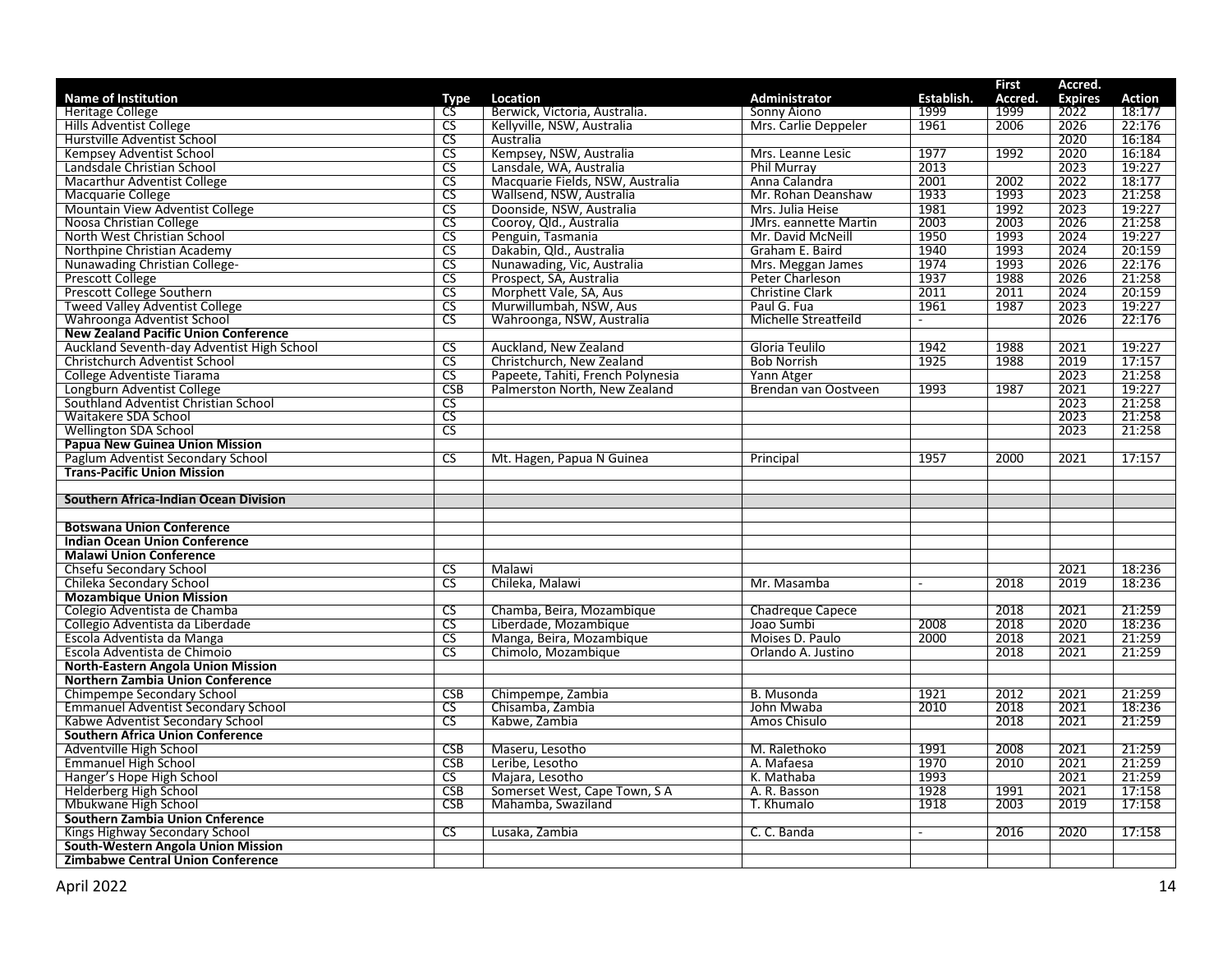| Name of Institution | Type | Location | Administrator | Establish. | First Accred. | Accred. Expires | Action |
|---|---|---|---|---|---|---|---|
| Heritage College | CS | Berwick, Victoria, Australia. | Sonny Aiono | 1999 | 1999 | 2022 | 18:177 |
| Hills Adventist College | CS | Kellyville, NSW, Australia | Mrs. Carlie Deppeler | 1961 | 2006 | 2026 | 22:176 |
| Hurstville Adventist School | CS | Australia | | | | 2020 | 16:184 |
| Kempsey Adventist School | CS | Kempsey, NSW, Australia | Mrs. Leanne Lesic | 1977 | 1992 | 2020 | 16:184 |
| Landsdale Christian School | CS | Lansdale, WA, Australia | Phil Murray | 2013 | | 2023 | 19:227 |
| Macarthur Adventist College | CS | Macquarie Fields, NSW, Australia | Anna Calandra | 2001 | 2002 | 2022 | 18:177 |
| Macquarie College | CS | Wallsend, NSW, Australia | Mr. Rohan Deanshaw | 1933 | 1993 | 2023 | 21:258 |
| Mountain View Adventist College | CS | Doonside, NSW, Australia | Mrs. Julia Heise | 1981 | 1992 | 2023 | 19:227 |
| Noosa Christian College | CS | Cooroy, Qld., Australia | JMrs. eannette Martin | 2003 | 2003 | 2026 | 21:258 |
| North West Christian School | CS | Penguin, Tasmania | Mr. David McNeill | 1950 | 1993 | 2024 | 19:227 |
| Northpine Christian Academy | CS | Dakabin, Qld., Australia | Graham E. Baird | 1940 | 1993 | 2024 | 20:159 |
| Nunawading Christian College- | CS | Nunawading, Vic, Australia | Mrs. Meggan James | 1974 | 1993 | 2026 | 22:176 |
| Prescott College | CS | Prospect, SA, Australia | Peter Charleson | 1937 | 1988 | 2026 | 21:258 |
| Prescott College Southern | CS | Morphett Vale, SA, Aus | Christine Clark | 2011 | 2011 | 2024 | 20:159 |
| Tweed Valley Adventist College | CS | Murwillumbah, NSW, Aus | Paul G. Fua | 1961 | 1987 | 2023 | 19:227 |
| Wahroonga Adventist School | CS | Wahroonga, NSW, Australia | Michelle Streatfeild | - | | 2026 | 22:176 |
| **New Zealand Pacific Union Conference** | | | | | | | |
| Auckland Seventh-day Adventist High School | CS | Auckland, New Zealand | Gloria Teulilo | 1942 | 1988 | 2021 | 19:227 |
| Christchurch Adventist School | CS | Christchurch, New Zealand | Bob Norrish | 1925 | 1988 | 2019 | 17:157 |
| College Adventiste Tiarama | CS | Papeete, Tahiti, French Polynesia | Yann Atger | | | 2023 | 21:258 |
| Longburn Adventist College | CSB | Palmerston North, New Zealand | Brendan van Oostveen | 1993 | 1987 | 2021 | 19:227 |
| Southland Adventist Christian School | CS | | | | | 2023 | 21:258 |
| Waitakere SDA School | CS | | | | | 2023 | 21:258 |
| Wellington SDA School | CS | | | | | 2023 | 21:258 |
| **Papua New Guinea Union Mission** | | | | | | | |
| Paglum Adventist Secondary School | CS | Mt. Hagen, Papua N Guinea | Principal | 1957 | 2000 | 2021 | 17:157 |
| **Trans-Pacific Union Mission** | | | | | | | |
| | | | | | | | |
| **Southern Africa-Indian Ocean Division** | | | | | | | |
| | | | | | | | |
| **Botswana Union Conference** | | | | | | | |
| **Indian Ocean Union Conference** | | | | | | | |
| **Malawi Union Conference** | | | | | | | |
| Chsefu Secondary School | CS | Malawi | | | | 2021 | 18:236 |
| Chileka Secondary School | CS | Chileka, Malawi | Mr. Masamba | - | 2018 | 2019 | 18:236 |
| **Mozambique Union Mission** | | | | | | | |
| Colegio Adventista de Chamba | CS | Chamba, Beira, Mozambique | Chadreque Capece | | 2018 | 2021 | 21:259 |
| Collegio Adventista da Liberdade | CS | Liberdade, Mozambique | Joao Sumbi | 2008 | 2018 | 2020 | 18:236 |
| Escola Adventista da Manga | CS | Manga, Beira, Mozambique | Moises D. Paulo | 2000 | 2018 | 2021 | 21:259 |
| Escola Adventista de Chimoio | CS | Chimolo, Mozambique | Orlando A. Justino | | 2018 | 2021 | 21:259 |
| **North-Eastern Angola Union Mission** | | | | | | | |
| **Northern Zambia Union Conference** | | | | | | | |
| Chimpempe Secondary School | CSB | Chimpempe, Zambia | B. Musonda | 1921 | 2012 | 2021 | 21:259 |
| Emmanuel Adventist Secondary School | CS | Chisamba, Zambia | John Mwaba | 2010 | 2018 | 2021 | 18:236 |
| Kabwe Adventist Secondary School | CS | Kabwe, Zambia | Amos Chisulo | | 2018 | 2021 | 21:259 |
| **Southern Africa Union Conference** | | | | | | | |
| Adventville High School | CSB | Maseru, Lesotho | M. Ralethoko | 1991 | 2008 | 2021 | 21:259 |
| Emmanuel High School | CSB | Leribe, Lesotho | A. Mafaesa | 1970 | 2010 | 2021 | 21:259 |
| Hanger's Hope High School | CS | Majara, Lesotho | K. Mathaba | 1993 | | 2021 | 21:259 |
| Helderberg High School | CSB | Somerset West, Cape Town, S A | A. R. Basson | 1928 | 1991 | 2021 | 17:158 |
| Mbukwane High School | CSB | Mahamba, Swaziland | T. Khumalo | 1918 | 2003 | 2019 | 17:158 |
| **Southern Zambia Union Cnference** | | | | | | | |
| Kings Highway Secondary School | CS | Lusaka, Zambia | C. C. Banda | - | 2016 | 2020 | 17:158 |
| **South-Western Angola Union Mission** | | | | | | | |
| **Zimbabwe Central Union Conference** | | | | | | | |

April 2022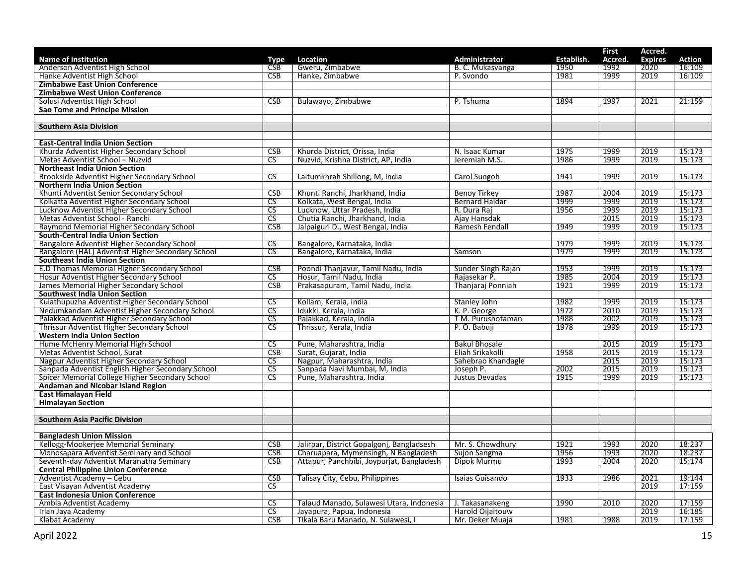| Name of Institution | Type | Location | Administrator | Establish. | First Accred. | Accred. Expires | Action |
|---|---|---|---|---|---|---|---|
| Anderson Adventist High School | CSB | Gweru, Zimbabwe | B. C. Mukasvanga | 1950 | 1992 | 2020 | 16:109 |
| Hanke Adventist High School | CSB | Hanke, Zimbabwe | P. Svondo | 1981 | 1999 | 2019 | 16:109 |
| **Zimbabwe East Union Conference** | | | | | | | |
| **Zimbabwe West Union Conference** | | | | | | | |
| Solusi Adventist High School | CSB | Bulawayo, Zimbabwe | P. Tshuma | 1894 | 1997 | 2021 | 21:159 |
| **Sao Tome and Principe Mission** | | | | | | | |
| | | | | | | | |
| **Southern Asia Division** | | | | | | | |
| | | | | | | | |
| **East-Central India Union Section** | | | | | | | |
| Khurda Adventist Higher Secondary School | CSB | Khurda District, Orissa, India | N. Isaac Kumar | 1975 | 1999 | 2019 | 15:173 |
| Metas Adventist School – Nuzvid | CS | Nuzvid, Krishna District, AP, India | Jeremiah M.S. | 1986 | 1999 | 2019 | 15:173 |
| **Northeast India Union Section** | | | | | | | |
| Brookside Adventist Higher Secondary School | CS | Laitumkhrah Shillong, M, India | Carol Sungoh | 1941 | 1999 | 2019 | 15:173 |
| **Northern India Union Section** | | | | | | | |
| Khunti Adventist Senior Secondary School | CSB | Khunti Ranchi, Jharkhand, India | Benoy Tirkey | 1987 | 2004 | 2019 | 15:173 |
| Kolkatta Adventist Higher Secondary School | CS | Kolkata, West Bengal, India | Bernard Haldar | 1999 | 1999 | 2019 | 15:173 |
| Lucknow Adventist Higher Secondary School | CS | Lucknow, Uttar Pradesh, India | R. Dura Raj | 1956 | 1999 | 2019 | 15:173 |
| Metas Adventist School - Ranchi | CS | Chutia Ranchi, Jharkhand, India | Ajay Hansdak | | 2015 | 2019 | 15:173 |
| Raymond Memorial Higher Secondary School | CSB | Jalpaiguri D., West Bengal, India | Ramesh Fendall | 1949 | 1999 | 2019 | 15:173 |
| **South-Central India Union Section** | | | | | | | |
| Bangalore Adventist Higher Secondary School | CS | Bangalore, Karnataka, India | | 1979 | 1999 | 2019 | 15:173 |
| Bangalore (HAL) Adventist Higher Secondary School | CS | Bangalore, Karnataka, India | Samson | 1979 | 1999 | 2019 | 15:173 |
| **Southeast India Union Section** | | | | | | | |
| E.D Thomas Memorial Higher Secondary School | CSB | Poondi Thanjavur, Tamil Nadu, India | Sunder Singh Rajan | 1953 | 1999 | 2019 | 15:173 |
| Hosur Adventist Higher Secondary School | CS | Hosur, Tamil Nadu, India | Rajasekar P. | 1985 | 2004 | 2019 | 15:173 |
| James Memorial Higher Secondary School | CSB | Prakasapuram, Tamil Nadu, India | Thanjaraj Ponniah | 1921 | 1999 | 2019 | 15:173 |
| **Southwest India Union Section** | | | | | | | |
| Kulathupuzha Adventist Higher Secondary School | CS | Kollam, Kerala, India | Stanley John | 1982 | 1999 | 2019 | 15:173 |
| Nedumkandam Adventist Higher Secondary School | CS | Idukki, Kerala, India | K. P. George | 1972 | 2010 | 2019 | 15:173 |
| Palakkad Adventist Higher Secondary School | CS | Palakkad, Kerala, India | T M. Purushotaman | 1988 | 2002 | 2019 | 15:173 |
| Thrissur Adventist Higher Secondary School | CS | Thrissur, Kerala, India | P. O. Babuji | 1978 | 1999 | 2019 | 15:173 |
| **Western India Union Section** | | | | | | | |
| Hume McHenry Memorial High School | CS | Pune, Maharashtra, India | Bakul Bhosale | | 2015 | 2019 | 15:173 |
| Metas Adventist School, Surat | CSB | Surat, Gujarat, India | Eliah Srikakolli | 1958 | 2015 | 2019 | 15:173 |
| Nagpur Adventist Higher Secondary School | CS | Nagpur, Maharashtra, India | Sahebrao Khandagle | | 2015 | 2019 | 15:173 |
| Sanpada Adventist English Higher Secondary School | CS | Sanpada Navi Mumbai, M, India | Joseph P. | 2002 | 2015 | 2019 | 15:173 |
| Spicer Memorial College Higher Secondary School | CS | Pune, Maharashtra, India | Justus Devadas | 1915 | 1999 | 2019 | 15:173 |
| **Andaman and Nicobar Island Region** | | | | | | | |
| **East Himalayan Field** | | | | | | | |
| **Himalayan Section** | | | | | | | |
| | | | | | | | |
| **Southern Asia Pacific Division** | | | | | | | |
| | | | | | | | |
| **Bangladesh Union Mission** | | | | | | | |
| Kellogg-Mookerjee Memorial Seminary | CSB | Jalirpar, District Gopalgonj, Bangladsesh | Mr. S. Chowdhury | 1921 | 1993 | 2020 | 18:237 |
| Monosapara Adventist Seminary and School | CSB | Charuapara, Mymensingh, N Bangladesh | Sujon Sangma | 1956 | 1993 | 2020 | 18:237 |
| Seventh-day Adventist Maranatha Seminary | CSB | Attapur, Panchbibi, Joypurjat, Bangladesh | Dipok Murmu | 1993 | 2004 | 2020 | 15:174 |
| **Central Philippine Union Conference** | | | | | | | |
| Adventist Academy – Cebu | CSB | Talisay City, Cebu, Philippines | Isaias Guisando | 1933 | 1986 | 2021 | 19:144 |
| East Visayan Adventist Academy | CS | | | | | 2019 | 17:159 |
| **East Indonesia Union Conference** | | | | | | | |
| Ambia Adventist Academy | CS | Talaud Manado, Sulawesi Utara, Indonesia | J. Takasanakeng | 1990 | 2010 | 2020 | 17:159 |
| Irian Jaya Academy | CS | Jayapura, Papua, Indonesia | Harold Oijaitouw | | | 2019 | 16:185 |
| Klabat Academy | CSB | Tikala Baru Manado, N. Sulawesi, I | Mr. Deker Muaja | 1981 | 1988 | 2019 | 17:159 |

April 2022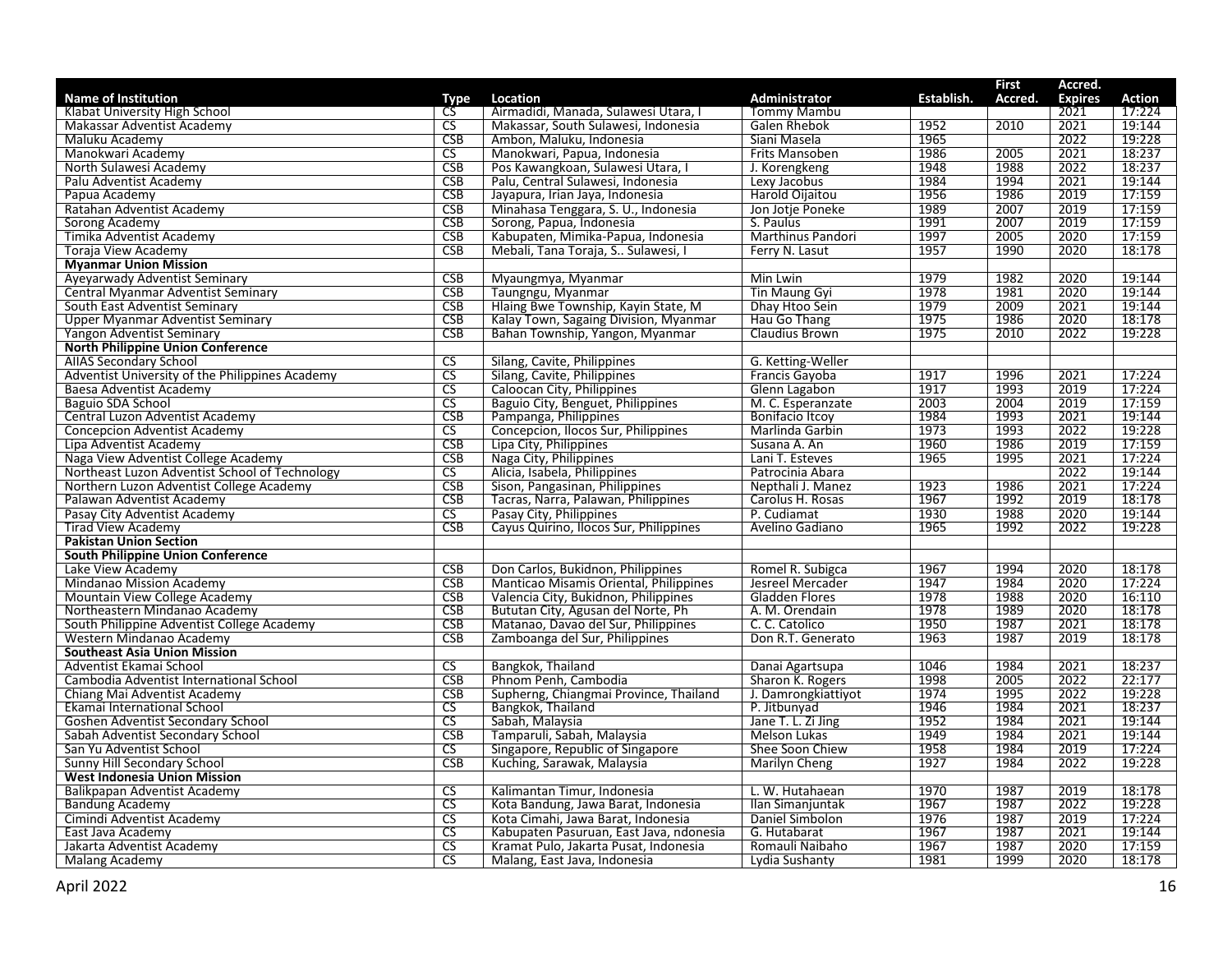| Name of Institution | Type | Location | Administrator | Establish. | First Accred. | Accred. Expires | Action |
|---|---|---|---|---|---|---|---|
| Klabat University High School | CS | Airmadidi, Manada, Sulawesi Utara, I | Tommy Mambu | | | 2021 | 17:224 |
| Makassar Adventist Academy | CS | Makassar, South Sulawesi, Indonesia | Galen Rhebok | 1952 | 2010 | 2021 | 19:144 |
| Maluku Academy | CSB | Ambon, Maluku, Indonesia | Siani Masela | 1965 | | 2022 | 19:228 |
| Manokwari Academy | CS | Manokwari, Papua, Indonesia | Frits Mansoben | 1986 | 2005 | 2021 | 18:237 |
| North Sulawesi Academy | CSB | Pos Kawangkoan, Sulawesi Utara, I | J. Korengkeng | 1948 | 1988 | 2022 | 18:237 |
| Palu Adventist Academy | CSB | Palu, Central Sulawesi, Indonesia | Lexy Jacobus | 1984 | 1994 | 2021 | 19:144 |
| Papua Academy | CSB | Jayapura, Irian Jaya, Indonesia | Harold Oijaitou | 1956 | 1986 | 2019 | 17:159 |
| Ratahan Adventist Academy | CSB | Minahasa Tenggara, S. U., Indonesia | Jon Jotje Poneke | 1989 | 2007 | 2019 | 17:159 |
| Sorong Academy | CSB | Sorong, Papua, Indonesia | S. Paulus | 1991 | 2007 | 2019 | 17:159 |
| Timika Adventist Academy | CSB | Kabupaten, Mimika-Papua, Indonesia | Marthinus Pandori | 1997 | 2005 | 2020 | 17:159 |
| Toraja View Academy | CSB | Mebali, Tana Toraja, S.. Sulawesi, I | Ferry N. Lasut | 1957 | 1990 | 2020 | 18:178 |
| **Myanmar Union Mission** | | | | | | | |
| Ayeyarwady Adventist Seminary | CSB | Myaungmya, Myanmar | Min Lwin | 1979 | 1982 | 2020 | 19:144 |
| Central Myanmar Adventist Seminary | CSB | Taungngu, Myanmar | Tin Maung Gyi | 1978 | 1981 | 2020 | 19:144 |
| South East Adventist Seminary | CSB | Hlaing Bwe Township, Kayin State, M | Dhay Htoo Sein | 1979 | 2009 | 2021 | 19:144 |
| Upper Myanmar Adventist Seminary | CSB | Kalay Town, Sagaing Division, Myanmar | Hau Go Thang | 1975 | 1986 | 2020 | 18:178 |
| Yangon Adventist Seminary | CSB | Bahan Township, Yangon, Myanmar | Claudius Brown | 1975 | 2010 | 2022 | 19:228 |
| **North Philippine Union Conference** | | | | | | | |
| AIIAS Secondary School | CS | Silang, Cavite, Philippines | G. Ketting-Weller | | | | |
| Adventist University of the Philippines Academy | CS | Silang, Cavite, Philippines | Francis Gayoba | 1917 | 1996 | 2021 | 17:224 |
| Baesa Adventist Academy | CS | Caloocan City, Philippines | Glenn Lagabon | 1917 | 1993 | 2019 | 17:224 |
| Baguio SDA School | CS | Baguio City, Benguet, Philippines | M. C. Esperanzate | 2003 | 2004 | 2019 | 17:159 |
| Central Luzon Adventist Academy | CSB | Pampanga, Philippines | Bonifacio Itcoy | 1984 | 1993 | 2021 | 19:144 |
| Concepcion Adventist Academy | CS | Concepcion, Ilocos Sur, Philippines | Marlinda Garbin | 1973 | 1993 | 2022 | 19:228 |
| Lipa Adventist Academy | CSB | Lipa City, Philippines | Susana A. An | 1960 | 1986 | 2019 | 17:159 |
| Naga View Adventist College Academy | CSB | Naga City, Philippines | Lani T. Esteves | 1965 | 1995 | 2021 | 17:224 |
| Northeast Luzon Adventist School of Technology | CS | Alicia, Isabela, Philippines | Patrocinia Abara | | | 2022 | 19:144 |
| Northern Luzon Adventist College Academy | CSB | Sison, Pangasinan, Philippines | Nepthali J. Manez | 1923 | 1986 | 2021 | 17:224 |
| Palawan Adventist Academy | CSB | Tacras, Narra, Palawan, Philippines | Carolus H. Rosas | 1967 | 1992 | 2019 | 18:178 |
| Pasay City Adventist Academy | CS | Pasay City, Philippines | P. Cudiamat | 1930 | 1988 | 2020 | 19:144 |
| Tirad View Academy | CSB | Cayus Quirino, Ilocos Sur, Philippines | Avelino Gadiano | 1965 | 1992 | 2022 | 19:228 |
| **Pakistan Union Section** | | | | | | | |
| **South Philippine Union Conference** | | | | | | | |
| Lake View Academy | CSB | Don Carlos, Bukidnon, Philippines | Romel R. Subigca | 1967 | 1994 | 2020 | 18:178 |
| Mindanao Mission Academy | CSB | Manticao Misamis Oriental, Philippines | Jesreel Mercader | 1947 | 1984 | 2020 | 17:224 |
| Mountain View College Academy | CSB | Valencia City, Bukidnon, Philippines | Gladden Flores | 1978 | 1988 | 2020 | 16:110 |
| Northeastern Mindanao Academy | CSB |占Butuan City, Agusan del Norte, Ph | A. M. Orendain | 1978 | 1989 | 2020 | 18:178 |
| South Philippine Adventist College Academy | CSB | Matanao, Davao del Sur, Philippines | C. C. Catolico | 1950 | 1987 | 2021 | 18:178 |
| Western Mindanao Academy | CSB | Zamboanga del Sur, Philippines | Don R.T. Generato | 1963 | 1987 | 2019 | 18:178 |
| **Southeast Asia Union Mission** | | | | | | | |
| Adventist Ekamai School | CS | Bangkok, Thailand | Danai Agartsupa | 1046 | 1984 | 2021 | 18:237 |
| Cambodia Adventist International School | CSB | Phnom Penh, Cambodia | Sharon K. Rogers | 1998 | 2005 | 2022 | 22:177 |
| Chiang Mai Adventist Academy | CSB | Supherng, Chiangmai Province, Thailand | J. Damrongkiattiyot | 1974 | 1995 | 2022 | 19:228 |
| Ekamai International School | CS | Bangkok, Thailand | P. Jitbunyad | 1946 | 1984 | 2021 | 18:237 |
| Goshen Adventist Secondary School | CS | Sabah, Malaysia | Jane T. L. Zi Jing | 1952 | 1984 | 2021 | 19:144 |
| Sabah Adventist Secondary School | CSB | Tamparuli, Sabah, Malaysia | Melson Lukas | 1949 | 1984 | 2021 | 19:144 |
| San Yu Adventist School | CS | Singapore, Republic of Singapore | Shee Soon Chiew | 1958 | 1984 | 2019 | 17:224 |
| Sunny Hill Secondary School | CSB | Kuching, Sarawak, Malaysia | Marilyn Cheng | 1927 | 1984 | 2022 | 19:228 |
| **West Indonesia Union Mission** | | | | | | | |
| Balikpapan Adventist Academy | CS | Kalimantan Timur, Indonesia | L. W. Hutahaean | 1970 | 1987 | 2019 | 18:178 |
| Bandung Academy | CS | Kota Bandung, Jawa Barat, Indonesia | Ilan Simanjuntak | 1967 | 1987 | 2022 | 19:228 |
| Cimindi Adventist Academy | CS | Kota Cimahi, Jawa Barat, Indonesia | Daniel Simbolon | 1976 | 1987 | 2019 | 17:224 |
| East Java Academy | CS | Kabupaten Pasuruan, East Java, ndonesia | G. Hutabarat | 1967 | 1987 | 2021 | 19:144 |
| Jakarta Adventist Academy | CS | Kramat Pulo, Jakarta Pusat, Indonesia | Romauli Naibaho | 1967 | 1987 | 2020 | 17:159 |
| Malang Academy | CS | Malang, East Java, Indonesia | Lydia Sushanty | 1981 | 1999 | 2020 | 18:178 |

April 2022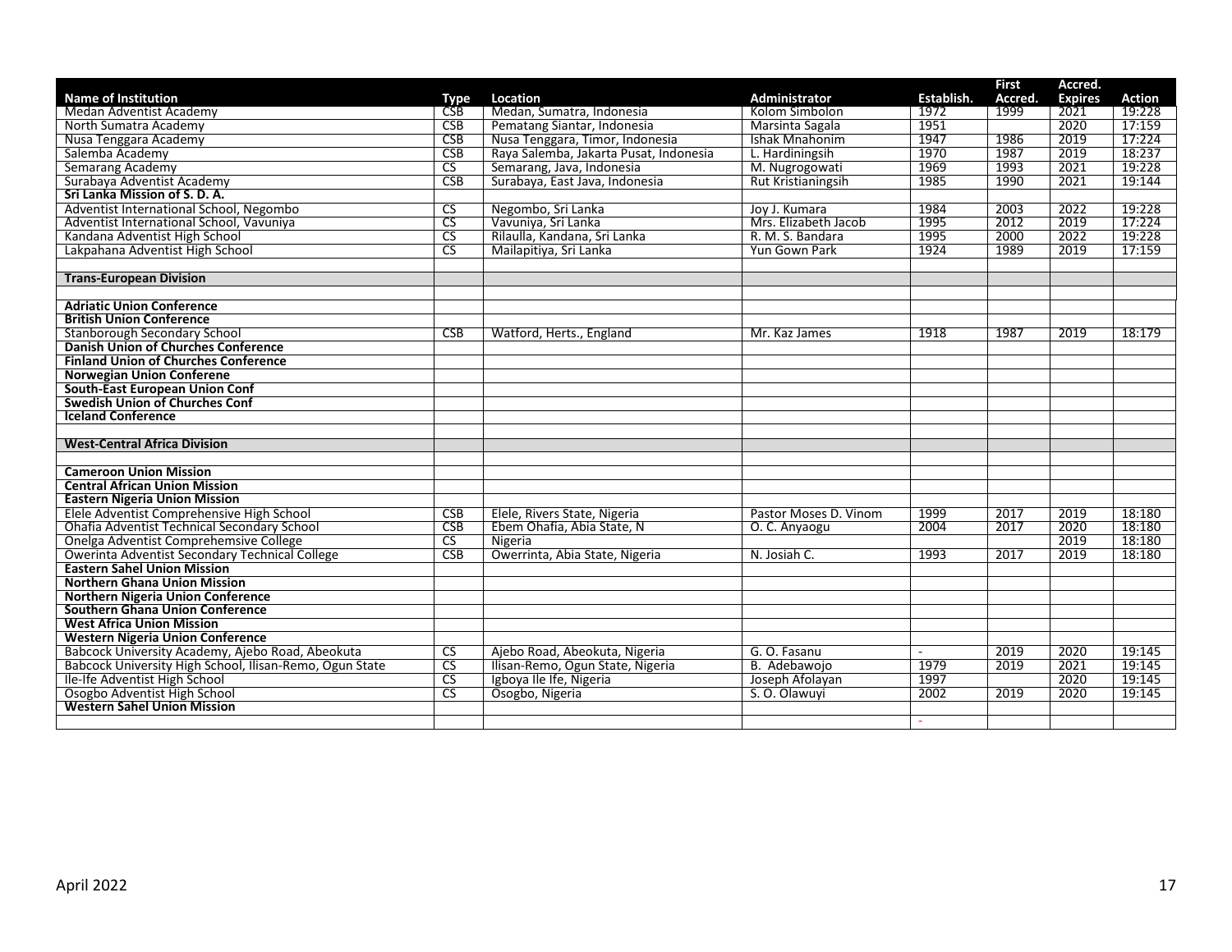| Name of Institution | Type | Location | Administrator | Establish. | First Accred. | Accred. Expires | Action |
|---|---|---|---|---|---|---|---|
| Medan Adventist Academy | CSB | Medan, Sumatra, Indonesia | Kolom Simbolon | 1972 | 1999 | 2021 | 19:228 |
| North Sumatra Academy | CSB | Pematang Siantar, Indonesia | Marsinta Sagala | 1951 | | 2020 | 17:159 |
| Nusa Tenggara Academy | CSB | Nusa Tenggara, Timor, Indonesia | Ishak Mnahonim | 1947 | 1986 | 2019 | 17:224 |
| Salemba Academy | CSB | Raya Salemba, Jakarta Pusat, Indonesia | L. Hardiningsih | 1970 | 1987 | 2019 | 18:237 |
| Semarang Academy | CS | Semarang, Java, Indonesia | M. Nugrogowati | 1969 | 1993 | 2021 | 19:228 |
| Surabaya Adventist Academy | CSB | Surabaya, East Java, Indonesia | Rut Kristianingsih | 1985 | 1990 | 2021 | 19:144 |
| **Sri Lanka Mission of S. D. A.** | | | | | | | |
| Adventist International School, Negombo | CS | Negombo, Sri Lanka | Joy J. Kumara | 1984 | 2003 | 2022 | 19:228 |
| Adventist International School, Vavuniya | CS | Vavuniya, Sri Lanka | Mrs. Elizabeth Jacob | 1995 | 2012 | 2019 | 17:224 |
| Kandana Adventist High School | CS | Rilaulla, Kandana, Sri Lanka | R. M. S. Bandara | 1995 | 2000 | 2022 | 19:228 |
| Lakpahana Adventist High School | CS | Mailapitiya, Sri Lanka | Yun Gown Park | 1924 | 1989 | 2019 | 17:159 |
| | | | | | | | |
| **Trans-European Division** | | | | | | | |
| | | | | | | | |
| **Adriatic Union Conference** | | | | | | | |
| **British Union Conference** | | | | | | | |
| Stanborough Secondary School | CSB | Watford, Herts., England | Mr. Kaz James | 1918 | 1987 | 2019 | 18:179 |
| **Danish Union of Churches Conference** | | | | | | | |
| **Finland Union of Churches Conference** | | | | | | | |
| **Norwegian Union Conferene** | | | | | | | |
| **South-East European Union Conf** | | | | | | | |
| **Swedish Union of Churches Conf** | | | | | | | |
| **Iceland Conference** | | | | | | | |
| | | | | | | | |
| **West-Central Africa Division** | | | | | | | |
| | | | | | | | |
| **Cameroon Union Mission** | | | | | | | |
| **Central African Union Mission** | | | | | | | |
| **Eastern Nigeria Union Mission** | | | | | | | |
| Elele Adventist Comprehensive High School | CSB | Elele, Rivers State, Nigeria | Pastor Moses D. Vinom | 1999 | 2017 | 2019 | 18:180 |
| Ohafia Adventist Technical Secondary School | CSB | Ebem Ohafia, Abia State, N | O. C. Anyaogu | 2004 | 2017 | 2020 | 18:180 |
| Onelga Adventist Comprehemsive College | CS | Nigeria | | | | 2019 | 18:180 |
| Owerinta Adventist Secondary Technical College | CSB | Owerrinta, Abia State, Nigeria | N. Josiah C. | 1993 | 2017 | 2019 | 18:180 |
| **Eastern Sahel Union Mission** | | | | | | | |
| **Northern Ghana Union Mission** | | | | | | | |
| **Northern Nigeria Union Conference** | | | | | | | |
| **Southern Ghana Union Conference** | | | | | | | |
| **West Africa Union Mission** | | | | | | | |
| **Western Nigeria Union Conference** | | | | | | | |
| Babcock University Academy, Ajebo Road, Abeokuta | CS | Ajebo Road, Abeokuta, Nigeria | G. O. Fasanu | - | 2019 | 2020 | 19:145 |
| Babcock University High School, Ilisan-Remo, Ogun State | CS | Ilisan-Remo, Ogun State, Nigeria | B. Adebawojo | 1979 | 2019 | 2021 | 19:145 |
| Ile-Ife Adventist High School | CS | Igboya Ile Ife, Nigeria | Joseph Afolayan | 1997 | | 2020 | 19:145 |
| Osogbo Adventist High School | CS | Osogbo, Nigeria | S. O. Olawuyi | 2002 | 2019 | 2020 | 19:145 |
| **Western Sahel Union Mission** | | | | | | | |
| | | | | - | | | |

April 2022